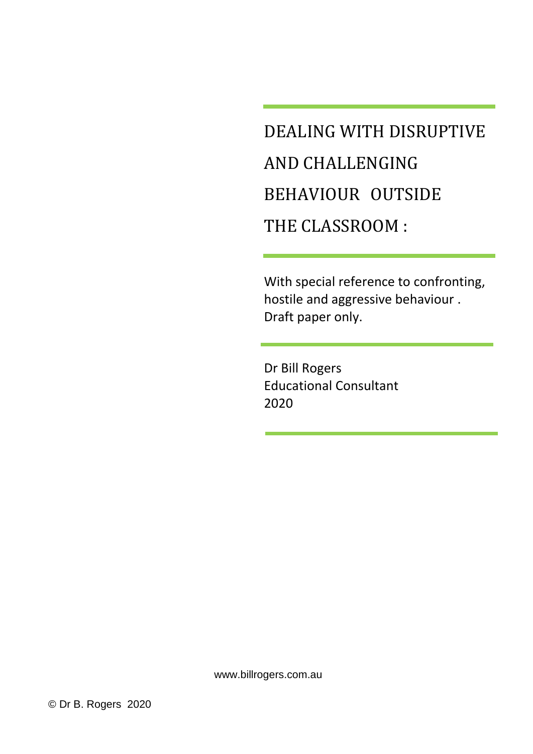# DEALING WITH DISRUPTIVE AND CHALLENGING BEHAVIOUR OUTSIDE THE CLASSROOM :

With special reference to confronting, hostile and aggressive behaviour .
Draft paper only.

Dr Bill Rogers
Educational Consultant
2020

www.billrogers.com.au

© Dr B. Rogers 2020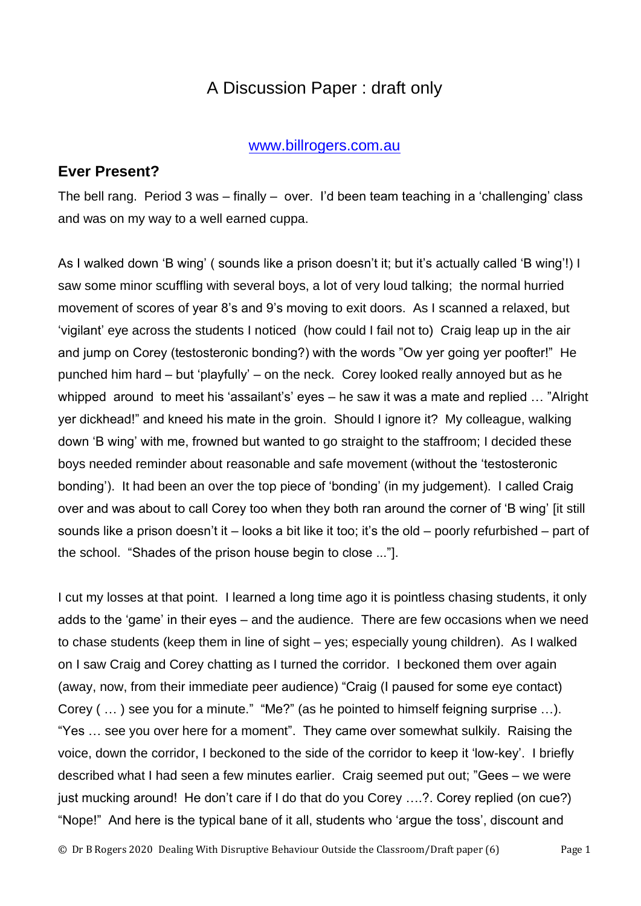# A Discussion Paper : draft only

www.billrogers.com.au

## Ever Present?

The bell rang. Period 3 was – finally – over. I'd been team teaching in a 'challenging' class and was on my way to a well earned cuppa.

As I walked down 'B wing' ( sounds like a prison doesn't it; but it's actually called 'B wing'!) I saw some minor scuffling with several boys, a lot of very loud talking; the normal hurried movement of scores of year 8's and 9's moving to exit doors. As I scanned a relaxed, but 'vigilant' eye across the students I noticed (how could I fail not to) Craig leap up in the air and jump on Corey (testosteronic bonding?) with the words "Ow yer going yer poofter!" He punched him hard – but 'playfully' – on the neck. Corey looked really annoyed but as he whipped around to meet his 'assailant's' eyes – he saw it was a mate and replied … "Alright yer dickhead!" and kneed his mate in the groin. Should I ignore it? My colleague, walking down 'B wing' with me, frowned but wanted to go straight to the staffroom; I decided these boys needed reminder about reasonable and safe movement (without the 'testosteronic bonding'). It had been an over the top piece of 'bonding' (in my judgement). I called Craig over and was about to call Corey too when they both ran around the corner of 'B wing' [it still sounds like a prison doesn't it – looks a bit like it too; it's the old – poorly refurbished – part of the school. "Shades of the prison house begin to close ..."].

I cut my losses at that point. I learned a long time ago it is pointless chasing students, it only adds to the 'game' in their eyes – and the audience. There are few occasions when we need to chase students (keep them in line of sight – yes; especially young children). As I walked on I saw Craig and Corey chatting as I turned the corridor. I beckoned them over again (away, now, from their immediate peer audience) "Craig (I paused for some eye contact) Corey ( … ) see you for a minute." "Me?" (as he pointed to himself feigning surprise …). "Yes … see you over here for a moment". They came over somewhat sulkily. Raising the voice, down the corridor, I beckoned to the side of the corridor to keep it 'low-key'. I briefly described what I had seen a few minutes earlier. Craig seemed put out; "Gees – we were just mucking around! He don't care if I do that do you Corey ….?. Corey replied (on cue?) "Nope!" And here is the typical bane of it all, students who 'argue the toss', discount and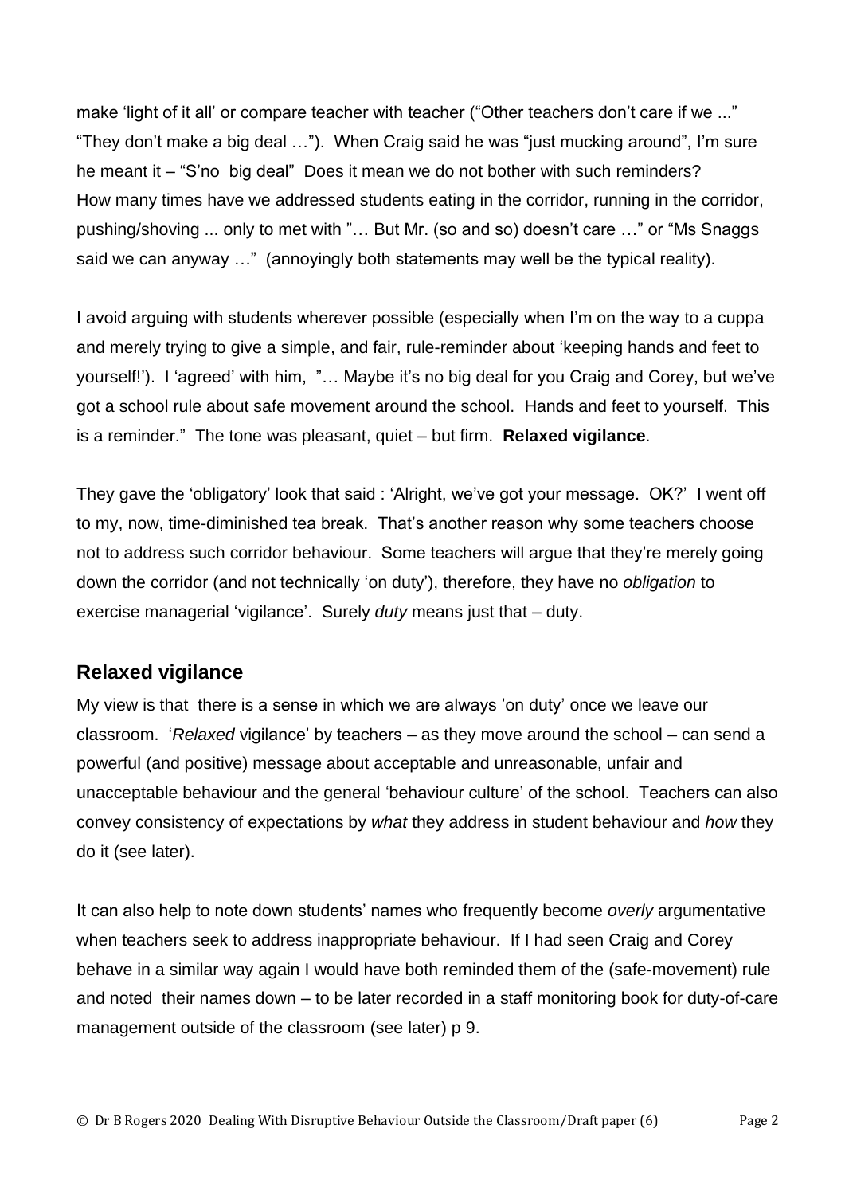make 'light of it all' or compare teacher with teacher ("Other teachers don't care if we ..." "They don't make a big deal …"). When Craig said he was "just mucking around", I'm sure he meant it – "S'no big deal" Does it mean we do not bother with such reminders? How many times have we addressed students eating in the corridor, running in the corridor, pushing/shoving ... only to met with "… But Mr. (so and so) doesn't care …" or "Ms Snaggs said we can anyway …" (annoyingly both statements may well be the typical reality).

I avoid arguing with students wherever possible (especially when I'm on the way to a cuppa and merely trying to give a simple, and fair, rule-reminder about 'keeping hands and feet to yourself!'). I 'agreed' with him, "… Maybe it's no big deal for you Craig and Corey, but we've got a school rule about safe movement around the school. Hands and feet to yourself. This is a reminder." The tone was pleasant, quiet – but firm. **Relaxed vigilance**.

They gave the 'obligatory' look that said : 'Alright, we've got your message. OK?' I went off to my, now, time-diminished tea break. That's another reason why some teachers choose not to address such corridor behaviour. Some teachers will argue that they're merely going down the corridor (and not technically 'on duty'), therefore, they have no *obligation* to exercise managerial 'vigilance'. Surely *duty* means just that – duty.

## Relaxed vigilance

My view is that there is a sense in which we are always 'on duty' once we leave our classroom. '*Relaxed* vigilance' by teachers – as they move around the school – can send a powerful (and positive) message about acceptable and unreasonable, unfair and unacceptable behaviour and the general 'behaviour culture' of the school. Teachers can also convey consistency of expectations by *what* they address in student behaviour and *how* they do it (see later).

It can also help to note down students' names who frequently become *overly* argumentative when teachers seek to address inappropriate behaviour. If I had seen Craig and Corey behave in a similar way again I would have both reminded them of the (safe-movement) rule and noted their names down – to be later recorded in a staff monitoring book for duty-of-care management outside of the classroom (see later) p 9.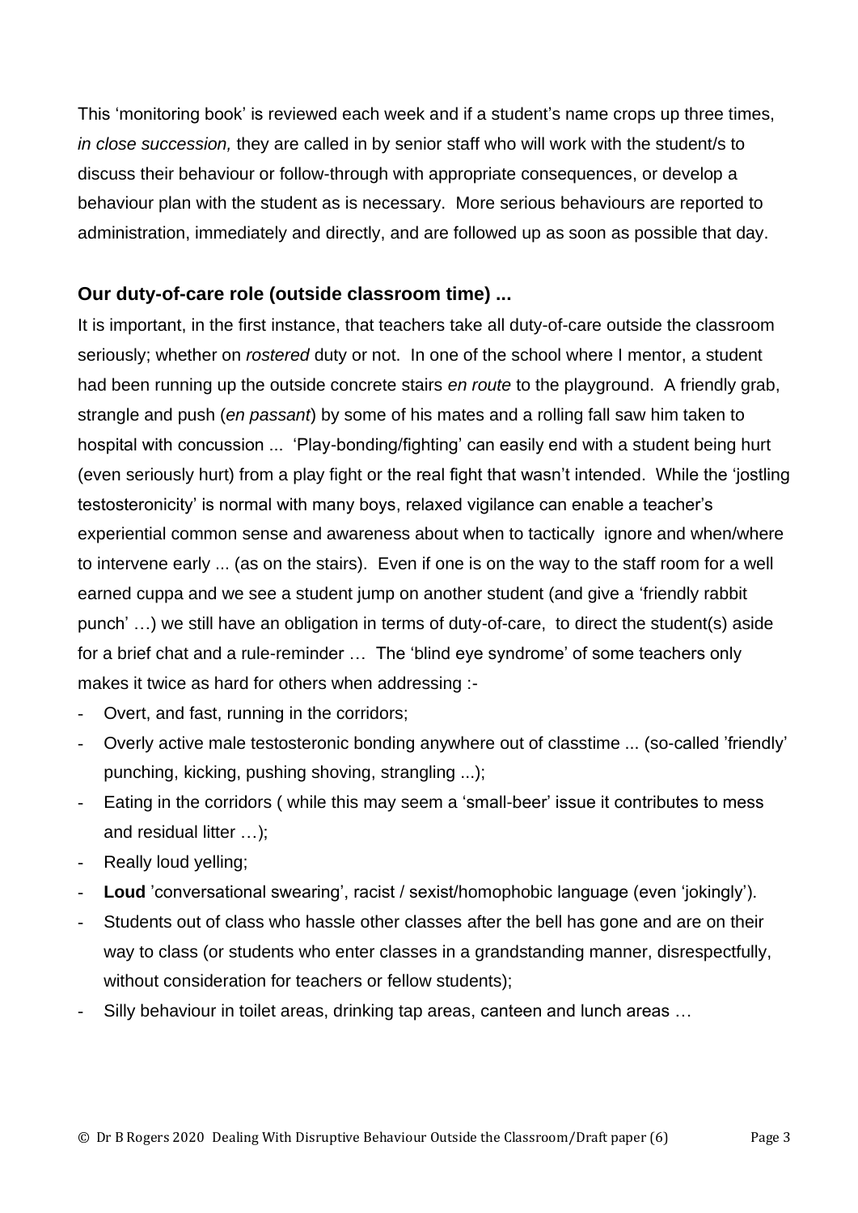This 'monitoring book' is reviewed each week and if a student's name crops up three times, *in close succession,* they are called in by senior staff who will work with the student/s to discuss their behaviour or follow-through with appropriate consequences, or develop a behaviour plan with the student as is necessary. More serious behaviours are reported to administration, immediately and directly, and are followed up as soon as possible that day.

### Our duty-of-care role (outside classroom time) ...

It is important, in the first instance, that teachers take all duty-of-care outside the classroom seriously; whether on *rostered* duty or not. In one of the school where I mentor, a student had been running up the outside concrete stairs *en route* to the playground. A friendly grab, strangle and push (*en passant*) by some of his mates and a rolling fall saw him taken to hospital with concussion ... 'Play-bonding/fighting' can easily end with a student being hurt (even seriously hurt) from a play fight or the real fight that wasn't intended. While the 'jostling testosteronicity' is normal with many boys, relaxed vigilance can enable a teacher's experiential common sense and awareness about when to tactically ignore and when/where to intervene early ... (as on the stairs). Even if one is on the way to the staff room for a well earned cuppa and we see a student jump on another student (and give a 'friendly rabbit punch' …) we still have an obligation in terms of duty-of-care, to direct the student(s) aside for a brief chat and a rule-reminder … The 'blind eye syndrome' of some teachers only makes it twice as hard for others when addressing :-

- Overt, and fast, running in the corridors;
- Overly active male testosteronic bonding anywhere out of classtime ... (so-called 'friendly' punching, kicking, pushing shoving, strangling ...);
- Eating in the corridors ( while this may seem a 'small-beer' issue it contributes to mess and residual litter …);
- Really loud yelling;
- **Loud** 'conversational swearing', racist / sexist/homophobic language (even 'jokingly').
- Students out of class who hassle other classes after the bell has gone and are on their way to class (or students who enter classes in a grandstanding manner, disrespectfully, without consideration for teachers or fellow students);
- Silly behaviour in toilet areas, drinking tap areas, canteen and lunch areas …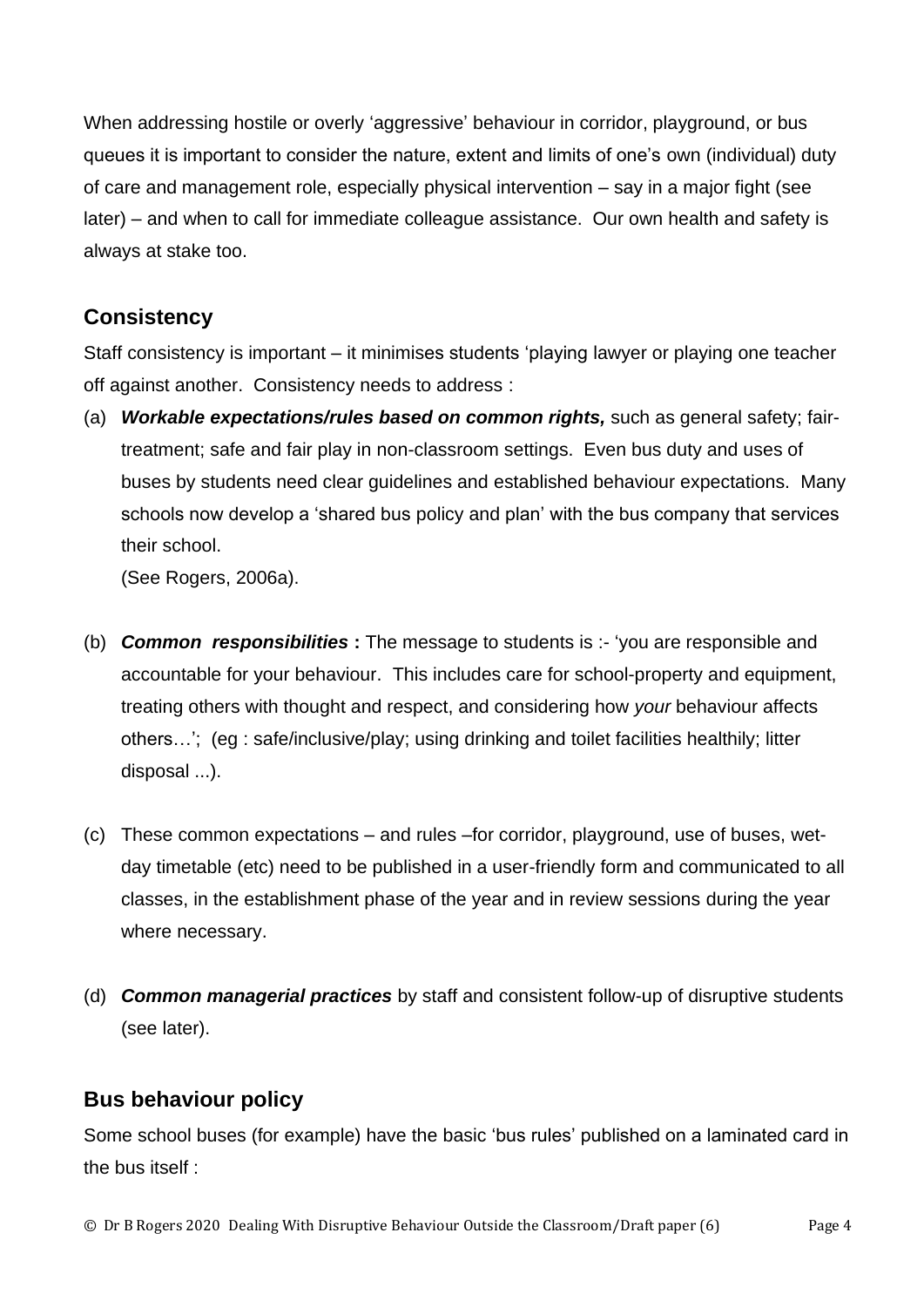When addressing hostile or overly 'aggressive' behaviour in corridor, playground, or bus queues it is important to consider the nature, extent and limits of one's own (individual) duty of care and management role, especially physical intervention – say in a major fight (see later) – and when to call for immediate colleague assistance. Our own health and safety is always at stake too.

## Consistency

Staff consistency is important – it minimises students 'playing lawyer or playing one teacher off against another. Consistency needs to address :

(a) ***Workable expectations/rules based on common rights,*** such as general safety; fair-treatment; safe and fair play in non-classroom settings. Even bus duty and uses of buses by students need clear guidelines and established behaviour expectations. Many schools now develop a 'shared bus policy and plan' with the bus company that services their school.
(See Rogers, 2006a).

(b) ***Common responsibilities*** **:** The message to students is :- 'you are responsible and accountable for your behaviour. This includes care for school-property and equipment, treating others with thought and respect, and considering how *your* behaviour affects others…'; (eg : safe/inclusive/play; using drinking and toilet facilities healthily; litter disposal ...).

(c) These common expectations – and rules –for corridor, playground, use of buses, wet-day timetable (etc) need to be published in a user-friendly form and communicated to all classes, in the establishment phase of the year and in review sessions during the year where necessary.

(d) ***Common managerial practices*** by staff and consistent follow-up of disruptive students (see later).

## Bus behaviour policy

Some school buses (for example) have the basic 'bus rules' published on a laminated card in the bus itself :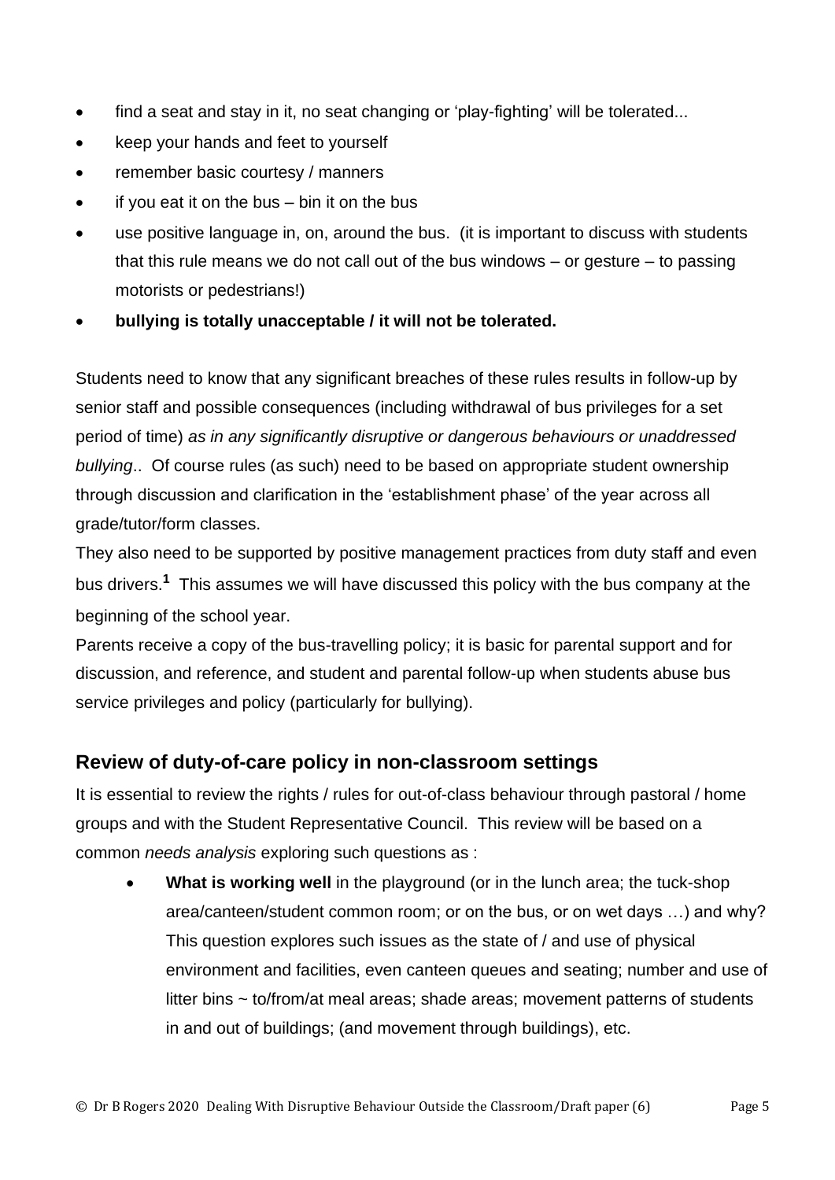- find a seat and stay in it, no seat changing or 'play-fighting' will be tolerated...
- keep your hands and feet to yourself
- remember basic courtesy / manners
- if you eat it on the bus – bin it on the bus
- use positive language in, on, around the bus. (it is important to discuss with students that this rule means we do not call out of the bus windows – or gesture – to passing motorists or pedestrians!)
- **bullying is totally unacceptable / it will not be tolerated.**

Students need to know that any significant breaches of these rules results in follow-up by senior staff and possible consequences (including withdrawal of bus privileges for a set period of time) *as in any significantly disruptive or dangerous behaviours or unaddressed bullying*.. Of course rules (as such) need to be based on appropriate student ownership through discussion and clarification in the 'establishment phase' of the year across all grade/tutor/form classes.

They also need to be supported by positive management practices from duty staff and even bus drivers.[1] This assumes we will have discussed this policy with the bus company at the beginning of the school year.

Parents receive a copy of the bus-travelling policy; it is basic for parental support and for discussion, and reference, and student and parental follow-up when students abuse bus service privileges and policy (particularly for bullying).

## Review of duty-of-care policy in non-classroom settings

It is essential to review the rights / rules for out-of-class behaviour through pastoral / home groups and with the Student Representative Council. This review will be based on a common *needs analysis* exploring such questions as :

- **What is working well** in the playground (or in the lunch area; the tuck-shop area/canteen/student common room; or on the bus, or on wet days …) and why? This question explores such issues as the state of / and use of physical environment and facilities, even canteen queues and seating; number and use of litter bins ~ to/from/at meal areas; shade areas; movement patterns of students in and out of buildings; (and movement through buildings), etc.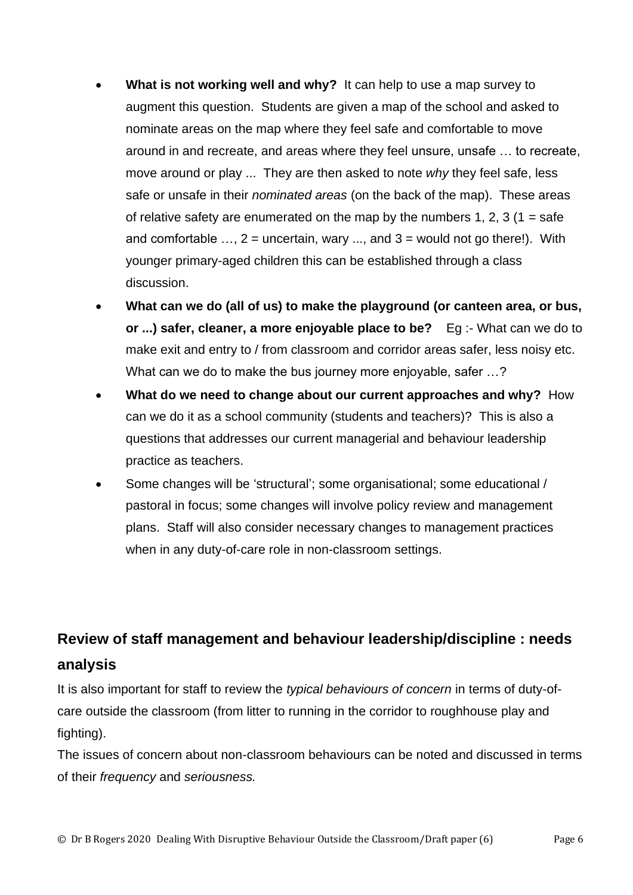- **What is not working well and why?** It can help to use a map survey to augment this question. Students are given a map of the school and asked to nominate areas on the map where they feel safe and comfortable to move around in and recreate, and areas where they feel unsure, unsafe … to recreate, move around or play ... They are then asked to note *why* they feel safe, less safe or unsafe in their *nominated areas* (on the back of the map). These areas of relative safety are enumerated on the map by the numbers 1, 2, 3 (1 = safe and comfortable …, 2 = uncertain, wary ..., and 3 = would not go there!). With younger primary-aged children this can be established through a class discussion.
- **What can we do (all of us) to make the playground (or canteen area, or bus, or ...) safer, cleaner, a more enjoyable place to be?** Eg :- What can we do to make exit and entry to / from classroom and corridor areas safer, less noisy etc. What can we do to make the bus journey more enjoyable, safer …?
- **What do we need to change about our current approaches and why?** How can we do it as a school community (students and teachers)? This is also a questions that addresses our current managerial and behaviour leadership practice as teachers.
- Some changes will be 'structural'; some organisational; some educational / pastoral in focus; some changes will involve policy review and management plans. Staff will also consider necessary changes to management practices when in any duty-of-care role in non-classroom settings.

## Review of staff management and behaviour leadership/discipline : needs analysis

It is also important for staff to review the *typical behaviours of concern* in terms of duty-of-care outside the classroom (from litter to running in the corridor to roughhouse play and fighting).

The issues of concern about non-classroom behaviours can be noted and discussed in terms of their *frequency* and *seriousness.*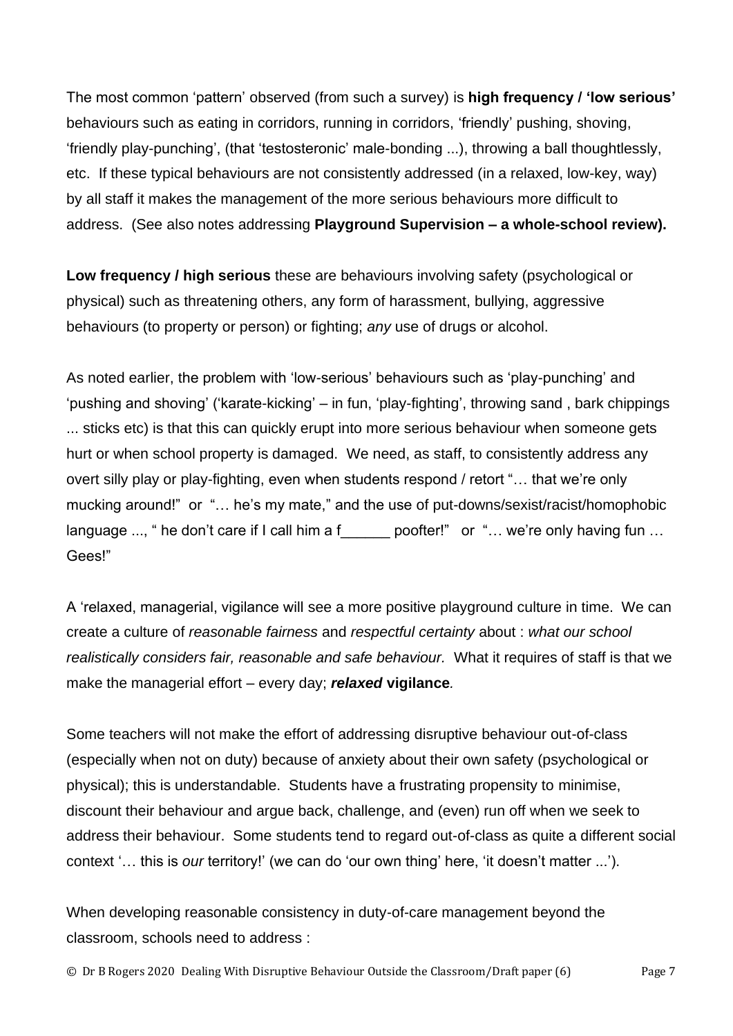The most common 'pattern' observed (from such a survey) is **high frequency / 'low serious'** behaviours such as eating in corridors, running in corridors, 'friendly' pushing, shoving, 'friendly play-punching', (that 'testosteronic' male-bonding ...), throwing a ball thoughtlessly, etc. If these typical behaviours are not consistently addressed (in a relaxed, low-key, way) by all staff it makes the management of the more serious behaviours more difficult to address. (See also notes addressing **Playground Supervision – a whole-school review).**

**Low frequency / high serious** these are behaviours involving safety (psychological or physical) such as threatening others, any form of harassment, bullying, aggressive behaviours (to property or person) or fighting; *any* use of drugs or alcohol.

As noted earlier, the problem with 'low-serious' behaviours such as 'play-punching' and 'pushing and shoving' ('karate-kicking' – in fun, 'play-fighting', throwing sand , bark chippings ... sticks etc) is that this can quickly erupt into more serious behaviour when someone gets hurt or when school property is damaged. We need, as staff, to consistently address any overt silly play or play-fighting, even when students respond / retort "… that we're only mucking around!" or "… he's my mate," and the use of put-downs/sexist/racist/homophobic language ..., " he don't care if I call him a f______ poofter!" or "… we're only having fun … Gees!"

A 'relaxed, managerial, vigilance will see a more positive playground culture in time. We can create a culture of *reasonable fairness* and *respectful certainty* about : *what our school realistically considers fair, reasonable and safe behaviour.* What it requires of staff is that we make the managerial effort – every day; ***relaxed* vigilance***.*

Some teachers will not make the effort of addressing disruptive behaviour out-of-class (especially when not on duty) because of anxiety about their own safety (psychological or physical); this is understandable. Students have a frustrating propensity to minimise, discount their behaviour and argue back, challenge, and (even) run off when we seek to address their behaviour. Some students tend to regard out-of-class as quite a different social context '… this is *our* territory!' (we can do 'our own thing' here, 'it doesn't matter ...').

When developing reasonable consistency in duty-of-care management beyond the classroom, schools need to address :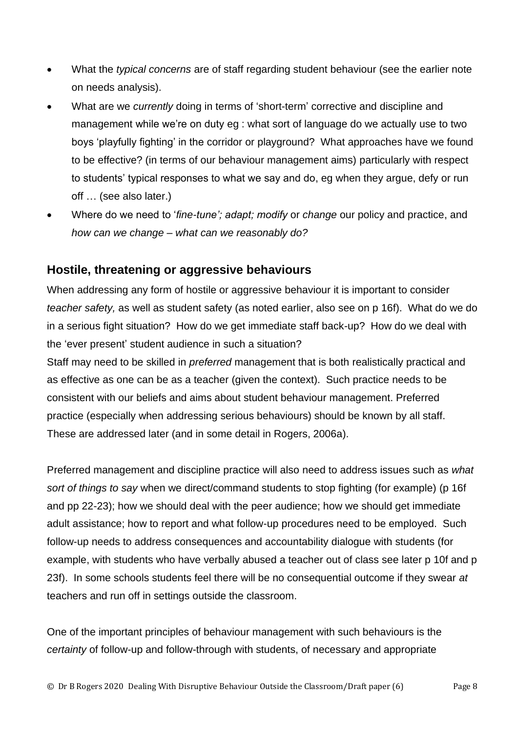- What the *typical concerns* are of staff regarding student behaviour (see the earlier note on needs analysis).
- What are we *currently* doing in terms of 'short-term' corrective and discipline and management while we're on duty eg : what sort of language do we actually use to two boys 'playfully fighting' in the corridor or playground? What approaches have we found to be effective? (in terms of our behaviour management aims) particularly with respect to students' typical responses to what we say and do, eg when they argue, defy or run off … (see also later.)
- Where do we need to '*fine-tune'; adapt; modify* or *change* our policy and practice, and *how can we change – what can we reasonably do?*

## Hostile, threatening or aggressive behaviours

When addressing any form of hostile or aggressive behaviour it is important to consider *teacher safety,* as well as student safety (as noted earlier, also see on p 16f). What do we do in a serious fight situation? How do we get immediate staff back-up? How do we deal with the 'ever present' student audience in such a situation?
Staff may need to be skilled in *preferred* management that is both realistically practical and as effective as one can be as a teacher (given the context). Such practice needs to be consistent with our beliefs and aims about student behaviour management. Preferred practice (especially when addressing serious behaviours) should be known by all staff. These are addressed later (and in some detail in Rogers, 2006a).

Preferred management and discipline practice will also need to address issues such as *what sort of things to say* when we direct/command students to stop fighting (for example) (p 16f and pp 22-23); how we should deal with the peer audience; how we should get immediate adult assistance; how to report and what follow-up procedures need to be employed. Such follow-up needs to address consequences and accountability dialogue with students (for example, with students who have verbally abused a teacher out of class see later p 10f and p 23f). In some schools students feel there will be no consequential outcome if they swear *at* teachers and run off in settings outside the classroom.

One of the important principles of behaviour management with such behaviours is the *certainty* of follow-up and follow-through with students, of necessary and appropriate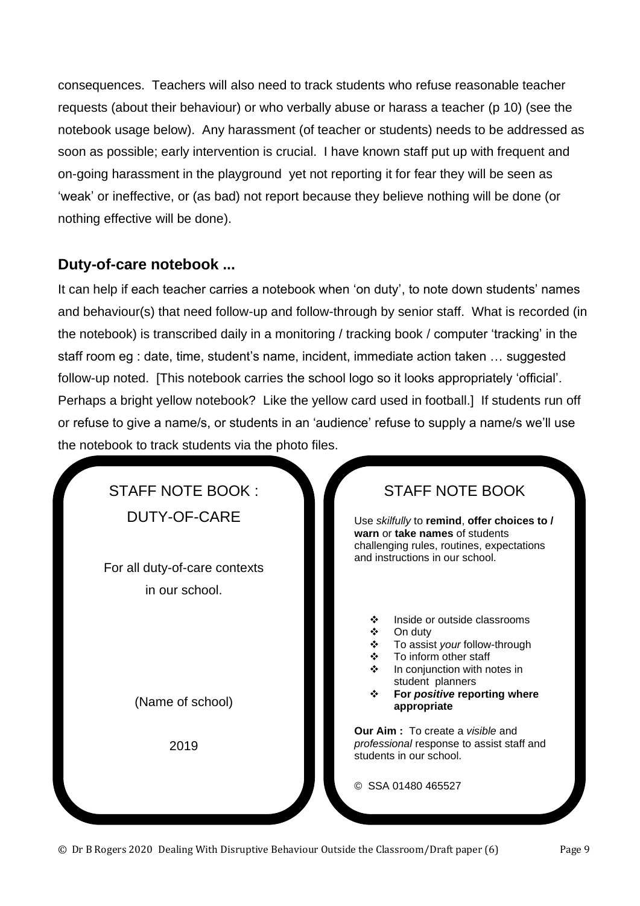consequences. Teachers will also need to track students who refuse reasonable teacher requests (about their behaviour) or who verbally abuse or harass a teacher (p 10) (see the notebook usage below). Any harassment (of teacher or students) needs to be addressed as soon as possible; early intervention is crucial. I have known staff put up with frequent and on-going harassment in the playground yet not reporting it for fear they will be seen as 'weak' or ineffective, or (as bad) not report because they believe nothing will be done (or nothing effective will be done).

## Duty-of-care notebook ...

It can help if each teacher carries a notebook when 'on duty', to note down students' names and behaviour(s) that need follow-up and follow-through by senior staff. What is recorded (in the notebook) is transcribed daily in a monitoring / tracking book / computer 'tracking' in the staff room eg : date, time, student's name, incident, immediate action taken … suggested follow-up noted. [This notebook carries the school logo so it looks appropriately 'official'. Perhaps a bright yellow notebook? Like the yellow card used in football.] If students run off or refuse to give a name/s, or students in an 'audience' refuse to supply a name/s we'll use the notebook to track students via the photo files.

STAFF NOTE BOOK :
DUTY-OF-CARE

For all duty-of-care contexts in our school.

(Name of school)

2019

STAFF NOTE BOOK

Use *skilfully* to **remind**, **offer choices to / warn** or **take names** of students challenging rules, routines, expectations and instructions in our school.

- Inside or outside classrooms
- On duty
- To assist *your* follow-through
- To inform other staff
- In conjunction with notes in student planners
- **For *positive* reporting where appropriate**

**Our Aim :** To create a *visible* and *professional* response to assist staff and students in our school.

© SSA 01480 465527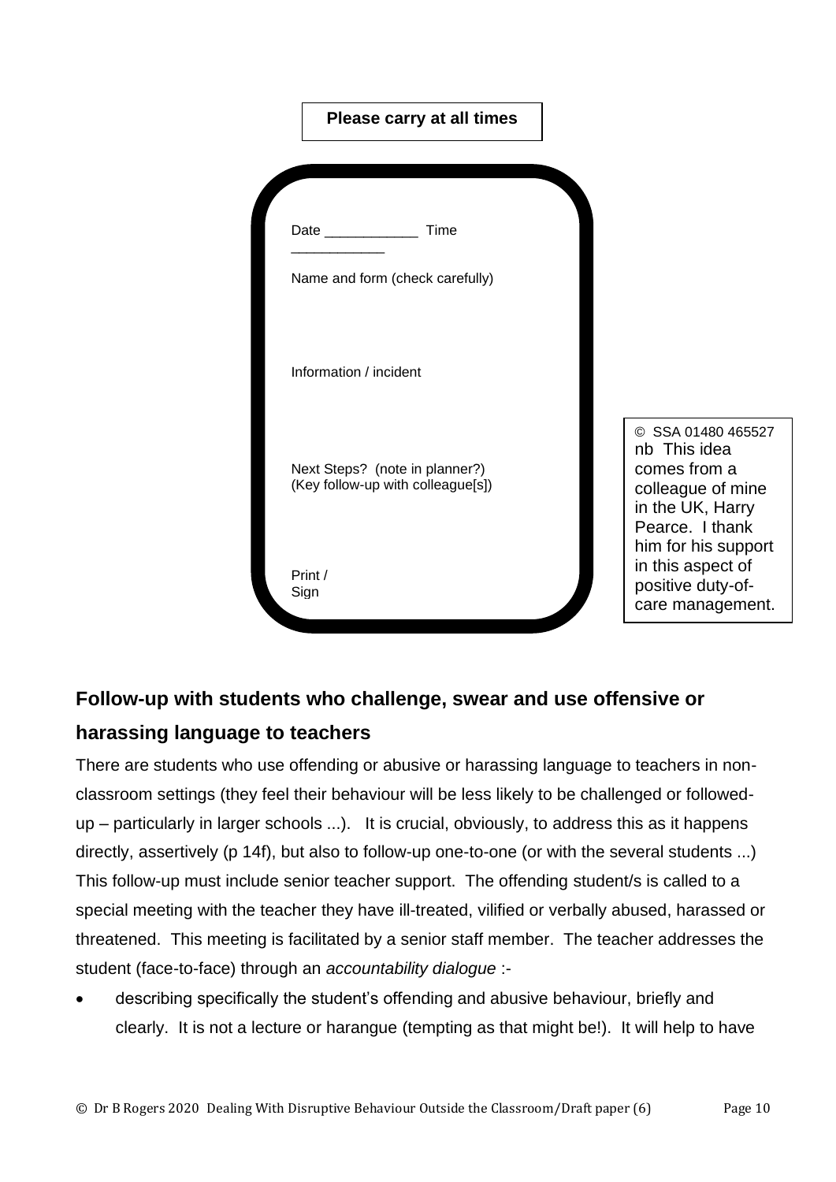**Please carry at all times**

Date ____________ Time ____________

Name and form (check carefully)

Information / incident

Next Steps? (note in planner?)
(Key follow-up with colleague[s])

Print /
Sign

© SSA 01480 465527
nb This idea comes from a colleague of mine in the UK, Harry Pearce. I thank him for his support in this aspect of positive duty-of-care management.

## Follow-up with students who challenge, swear and use offensive or harassing language to teachers

There are students who use offending or abusive or harassing language to teachers in non-classroom settings (they feel their behaviour will be less likely to be challenged or followed-up – particularly in larger schools ...). It is crucial, obviously, to address this as it happens directly, assertively (p 14f), but also to follow-up one-to-one (or with the several students ...) This follow-up must include senior teacher support. The offending student/s is called to a special meeting with the teacher they have ill-treated, vilified or verbally abused, harassed or threatened. This meeting is facilitated by a senior staff member. The teacher addresses the student (face-to-face) through an *accountability dialogue* :-

- describing specifically the student's offending and abusive behaviour, briefly and clearly. It is not a lecture or harangue (tempting as that might be!). It will help to have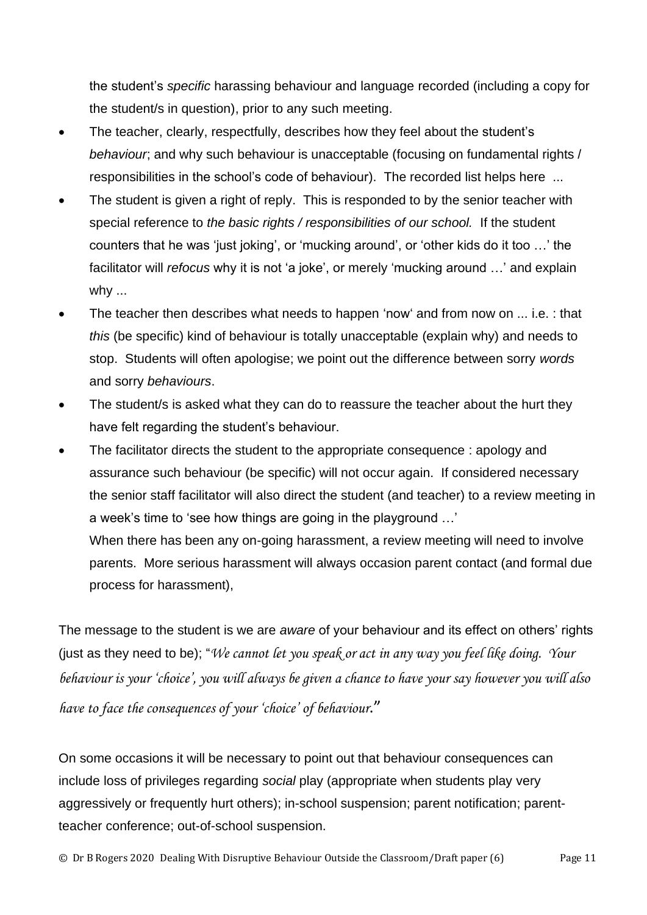the student's *specific* harassing behaviour and language recorded (including a copy for the student/s in question), prior to any such meeting.

- The teacher, clearly, respectfully, describes how they feel about the student's *behaviour*; and why such behaviour is unacceptable (focusing on fundamental rights / responsibilities in the school's code of behaviour). The recorded list helps here ...
- The student is given a right of reply. This is responded to by the senior teacher with special reference to *the basic rights / responsibilities of our school.* If the student counters that he was 'just joking', or 'mucking around', or 'other kids do it too …' the facilitator will *refocus* why it is not 'a joke', or merely 'mucking around …' and explain why ...
- The teacher then describes what needs to happen 'now' and from now on ... i.e. : that *this* (be specific) kind of behaviour is totally unacceptable (explain why) and needs to stop. Students will often apologise; we point out the difference between sorry *words* and sorry *behaviours*.
- The student/s is asked what they can do to reassure the teacher about the hurt they have felt regarding the student's behaviour.
- The facilitator directs the student to the appropriate consequence : apology and assurance such behaviour (be specific) will not occur again. If considered necessary the senior staff facilitator will also direct the student (and teacher) to a review meeting in a week's time to 'see how things are going in the playground …'

  When there has been any on-going harassment, a review meeting will need to involve parents. More serious harassment will always occasion parent contact (and formal due process for harassment),

The message to the student is we are *aware* of your behaviour and its effect on others' rights (just as they need to be); "*We cannot let you speak or act in any way you feel like doing. Your behaviour is your 'choice', you will always be given a chance to have your say however you will also have to face the consequences of your 'choice' of behaviour.*"

On some occasions it will be necessary to point out that behaviour consequences can include loss of privileges regarding *social* play (appropriate when students play very aggressively or frequently hurt others); in-school suspension; parent notification; parent-teacher conference; out-of-school suspension.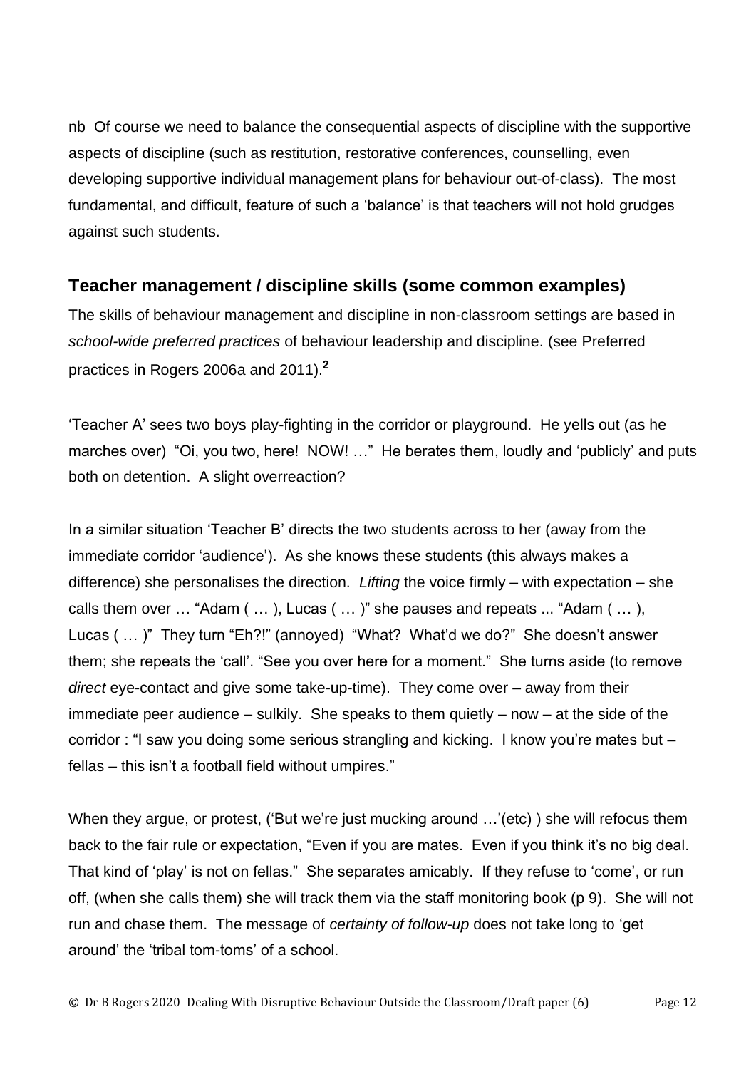nb Of course we need to balance the consequential aspects of discipline with the supportive aspects of discipline (such as restitution, restorative conferences, counselling, even developing supportive individual management plans for behaviour out-of-class). The most fundamental, and difficult, feature of such a 'balance' is that teachers will not hold grudges against such students.

## Teacher management / discipline skills (some common examples)

The skills of behaviour management and discipline in non-classroom settings are based in *school-wide preferred practices* of behaviour leadership and discipline. (see Preferred practices in Rogers 2006a and 2011).[2]

'Teacher A' sees two boys play-fighting in the corridor or playground. He yells out (as he marches over) "Oi, you two, here! NOW! …" He berates them, loudly and 'publicly' and puts both on detention. A slight overreaction?

In a similar situation 'Teacher B' directs the two students across to her (away from the immediate corridor 'audience'). As she knows these students (this always makes a difference) she personalises the direction. *Lifting* the voice firmly – with expectation – she calls them over … "Adam ( … ), Lucas ( … )" she pauses and repeats ... "Adam ( … ), Lucas ( … )" They turn "Eh?!" (annoyed) "What? What'd we do?" She doesn't answer them; she repeats the 'call'. "See you over here for a moment." She turns aside (to remove *direct* eye-contact and give some take-up-time). They come over – away from their immediate peer audience – sulkily. She speaks to them quietly – now – at the side of the corridor : "I saw you doing some serious strangling and kicking. I know you're mates but – fellas – this isn't a football field without umpires."

When they argue, or protest, ('But we're just mucking around …'(etc) ) she will refocus them back to the fair rule or expectation, "Even if you are mates. Even if you think it's no big deal. That kind of 'play' is not on fellas." She separates amicably. If they refuse to 'come', or run off, (when she calls them) she will track them via the staff monitoring book (p 9). She will not run and chase them. The message of *certainty of follow-up* does not take long to 'get around' the 'tribal tom-toms' of a school.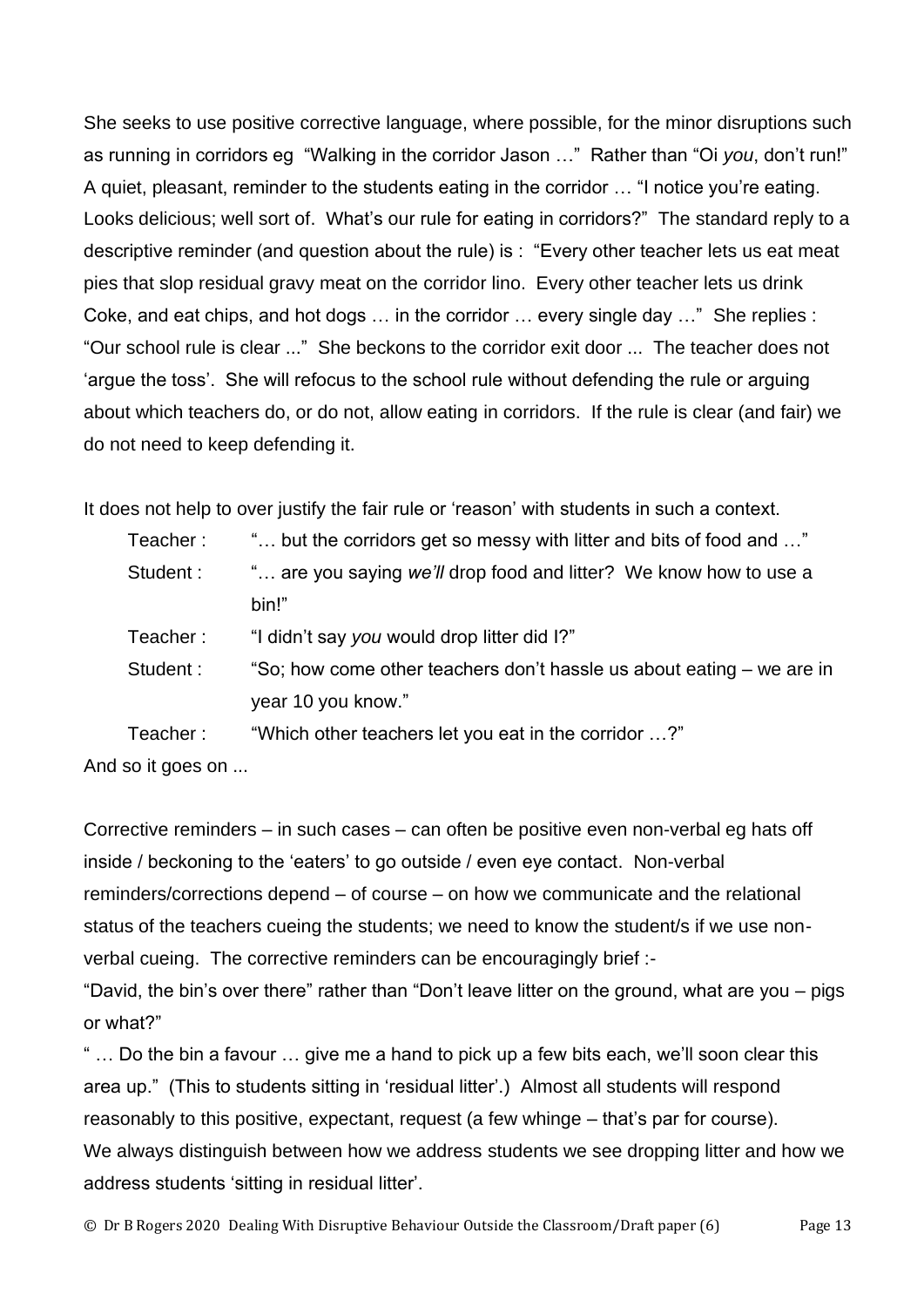She seeks to use positive corrective language, where possible, for the minor disruptions such as running in corridors eg "Walking in the corridor Jason …" Rather than "Oi *you*, don't run!" A quiet, pleasant, reminder to the students eating in the corridor … "I notice you're eating. Looks delicious; well sort of. What's our rule for eating in corridors?" The standard reply to a descriptive reminder (and question about the rule) is : "Every other teacher lets us eat meat pies that slop residual gravy meat on the corridor lino. Every other teacher lets us drink Coke, and eat chips, and hot dogs … in the corridor … every single day …" She replies : "Our school rule is clear ..." She beckons to the corridor exit door ... The teacher does not 'argue the toss'. She will refocus to the school rule without defending the rule or arguing about which teachers do, or do not, allow eating in corridors. If the rule is clear (and fair) we do not need to keep defending it.

It does not help to over justify the fair rule or 'reason' with students in such a context.

| | |
|---|---|
| Teacher : | "… but the corridors get so messy with litter and bits of food and …" |
| Student : | "… are you saying *we'll* drop food and litter? We know how to use a bin!" |
| Teacher : | "I didn't say *you* would drop litter did I?" |
| Student : | "So; how come other teachers don't hassle us about eating – we are in year 10 you know." |
| Teacher : | "Which other teachers let you eat in the corridor …?" |

And so it goes on ...

Corrective reminders – in such cases – can often be positive even non-verbal eg hats off inside / beckoning to the 'eaters' to go outside / even eye contact. Non-verbal reminders/corrections depend – of course – on how we communicate and the relational status of the teachers cueing the students; we need to know the student/s if we use non-verbal cueing. The corrective reminders can be encouragingly brief :-

"David, the bin's over there" rather than "Don't leave litter on the ground, what are you – pigs or what?"

" … Do the bin a favour … give me a hand to pick up a few bits each, we'll soon clear this area up." (This to students sitting in 'residual litter'.) Almost all students will respond reasonably to this positive, expectant, request (a few whinge – that's par for course).

We always distinguish between how we address students we see dropping litter and how we address students 'sitting in residual litter'.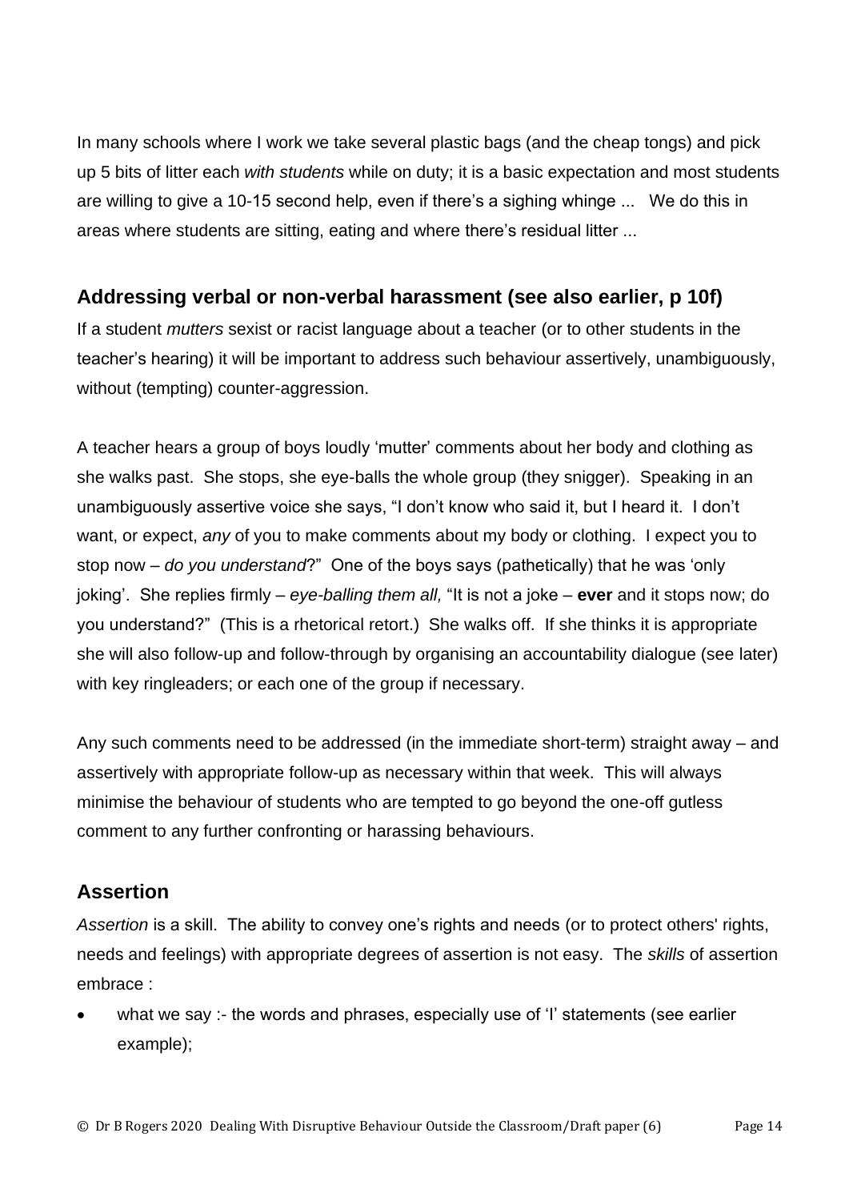In many schools where I work we take several plastic bags (and the cheap tongs) and pick up 5 bits of litter each *with students* while on duty; it is a basic expectation and most students are willing to give a 10-15 second help, even if there's a sighing whinge ... We do this in areas where students are sitting, eating and where there's residual litter ...

## Addressing verbal or non-verbal harassment (see also earlier, p 10f)

If a student *mutters* sexist or racist language about a teacher (or to other students in the teacher's hearing) it will be important to address such behaviour assertively, unambiguously, without (tempting) counter-aggression.

A teacher hears a group of boys loudly 'mutter' comments about her body and clothing as she walks past. She stops, she eye-balls the whole group (they snigger). Speaking in an unambiguously assertive voice she says, "I don't know who said it, but I heard it. I don't want, or expect, *any* of you to make comments about my body or clothing. I expect you to stop now – *do you understand*?" One of the boys says (pathetically) that he was 'only joking'. She replies firmly – *eye-balling them all,* "It is not a joke – **ever** and it stops now; do you understand?" (This is a rhetorical retort.) She walks off. If she thinks it is appropriate she will also follow-up and follow-through by organising an accountability dialogue (see later) with key ringleaders; or each one of the group if necessary.

Any such comments need to be addressed (in the immediate short-term) straight away – and assertively with appropriate follow-up as necessary within that week. This will always minimise the behaviour of students who are tempted to go beyond the one-off gutless comment to any further confronting or harassing behaviours.

## Assertion

*Assertion* is a skill. The ability to convey one's rights and needs (or to protect others' rights, needs and feelings) with appropriate degrees of assertion is not easy. The *skills* of assertion embrace :

- what we say :- the words and phrases, especially use of 'I' statements (see earlier example);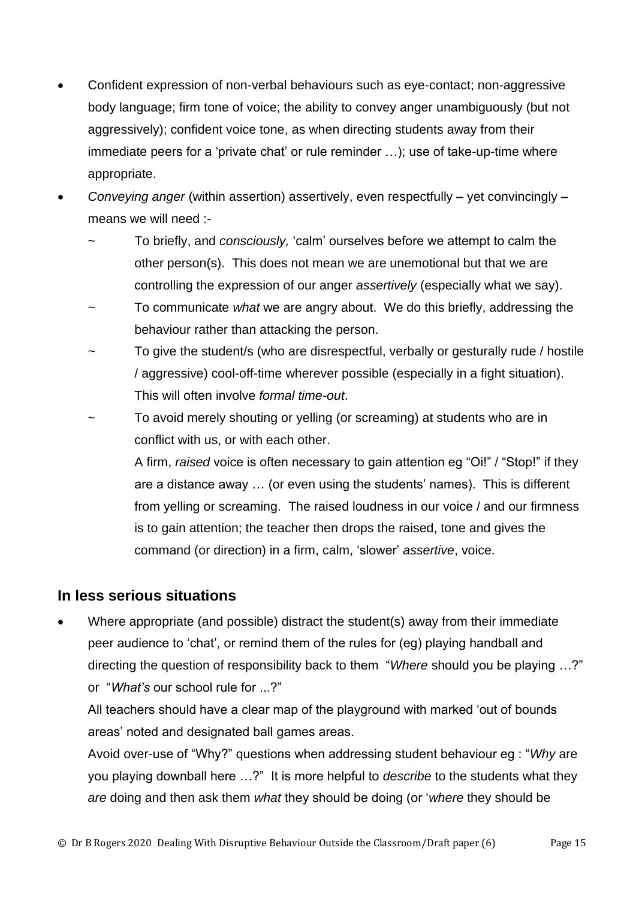- Confident expression of non-verbal behaviours such as eye-contact; non-aggressive body language; firm tone of voice; the ability to convey anger unambiguously (but not aggressively); confident voice tone, as when directing students away from their immediate peers for a 'private chat' or rule reminder …); use of take-up-time where appropriate.
- *Conveying anger* (within assertion) assertively, even respectfully – yet convincingly – means we will need :-
  - ~ To briefly, and *consciously,* 'calm' ourselves before we attempt to calm the other person(s). This does not mean we are unemotional but that we are controlling the expression of our anger *assertively* (especially what we say).
  - ~ To communicate *what* we are angry about. We do this briefly, addressing the behaviour rather than attacking the person.
  - ~ To give the student/s (who are disrespectful, verbally or gesturally rude / hostile / aggressive) cool-off-time wherever possible (especially in a fight situation). This will often involve *formal time-out*.
  - ~ To avoid merely shouting or yelling (or screaming) at students who are in conflict with us, or with each other.

    A firm, *raised* voice is often necessary to gain attention eg "Oi!" / "Stop!" if they are a distance away … (or even using the students' names). This is different from yelling or screaming. The raised loudness in our voice / and our firmness is to gain attention; the teacher then drops the raised, tone and gives the command (or direction) in a firm, calm, 'slower' *assertive*, voice.

## In less serious situations

- Where appropriate (and possible) distract the student(s) away from their immediate peer audience to 'chat', or remind them of the rules for (eg) playing handball and directing the question of responsibility back to them "*Where* should you be playing …?" or "*What's* our school rule for ...?"

  All teachers should have a clear map of the playground with marked 'out of bounds areas' noted and designated ball games areas.

  Avoid over-use of "Why?" questions when addressing student behaviour eg : "*Why* are you playing downball here …?" It is more helpful to *describe* to the students what they *are* doing and then ask them *what* they should be doing (or '*where* they should be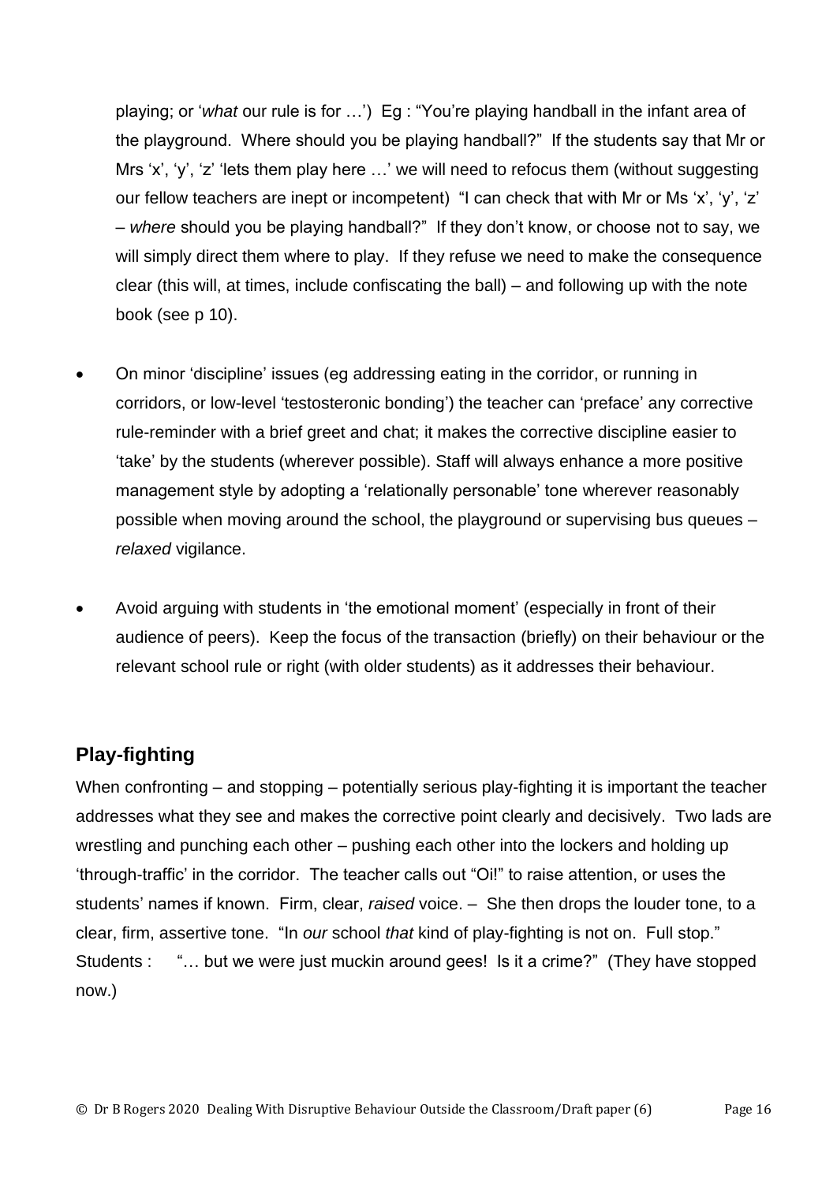playing; or '*what* our rule is for …')  Eg : "You're playing handball in the infant area of the playground.  Where should you be playing handball?"  If the students say that Mr or Mrs 'x', 'y', 'z' 'lets them play here …' we will need to refocus them (without suggesting our fellow teachers are inept or incompetent)  "I can check that with Mr or Ms 'x', 'y', 'z' – *where* should you be playing handball?"  If they don't know, or choose not to say, we will simply direct them where to play.  If they refuse we need to make the consequence clear (this will, at times, include confiscating the ball) – and following up with the note book (see p 10).

- On minor 'discipline' issues (eg addressing eating in the corridor, or running in corridors, or low-level 'testosteronic bonding') the teacher can 'preface' any corrective rule-reminder with a brief greet and chat; it makes the corrective discipline easier to 'take' by the students (wherever possible). Staff will always enhance a more positive management style by adopting a 'relationally personable' tone wherever reasonably possible when moving around the school, the playground or supervising bus queues – *relaxed* vigilance.

- Avoid arguing with students in 'the emotional moment' (especially in front of their audience of peers).  Keep the focus of the transaction (briefly) on their behaviour or the relevant school rule or right (with older students) as it addresses their behaviour.

## Play-fighting

When confronting – and stopping – potentially serious play-fighting it is important the teacher addresses what they see and makes the corrective point clearly and decisively.  Two lads are wrestling and punching each other – pushing each other into the lockers and holding up 'through-traffic' in the corridor.  The teacher calls out "Oi!" to raise attention, or uses the students' names if known.  Firm, clear, *raised* voice. –  She then drops the louder tone, to a clear, firm, assertive tone.  "In *our* school *that* kind of play-fighting is not on.  Full stop."
Students :     "… but we were just muckin around gees!  Is it a crime?"  (They have stopped now.)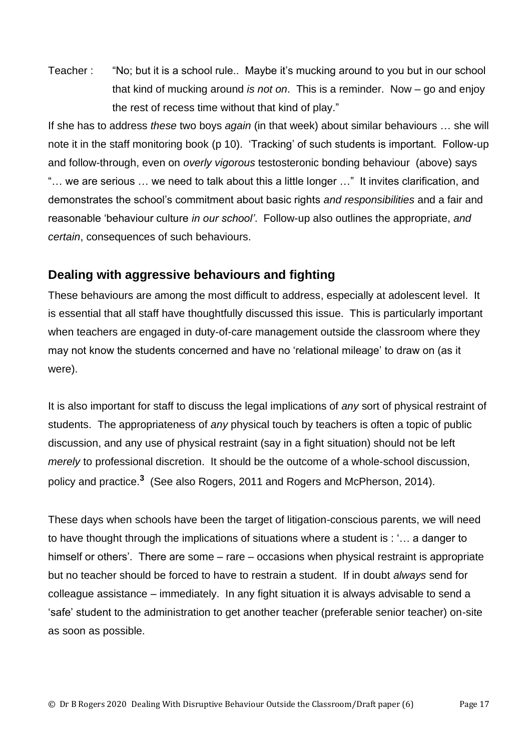Teacher : "No; but it is a school rule.. Maybe it's mucking around to you but in our school that kind of mucking around *is not on*. This is a reminder. Now – go and enjoy the rest of recess time without that kind of play."

If she has to address *these* two boys *again* (in that week) about similar behaviours … she will note it in the staff monitoring book (p 10). 'Tracking' of such students is important. Follow-up and follow-through, even on *overly vigorous* testosteronic bonding behaviour (above) says "… we are serious … we need to talk about this a little longer …" It invites clarification, and demonstrates the school's commitment about basic rights *and responsibilities* and a fair and reasonable 'behaviour culture *in our school'*. Follow-up also outlines the appropriate, *and certain*, consequences of such behaviours.

## Dealing with aggressive behaviours and fighting

These behaviours are among the most difficult to address, especially at adolescent level. It is essential that all staff have thoughtfully discussed this issue. This is particularly important when teachers are engaged in duty-of-care management outside the classroom where they may not know the students concerned and have no 'relational mileage' to draw on (as it were).

It is also important for staff to discuss the legal implications of *any* sort of physical restraint of students. The appropriateness of *any* physical touch by teachers is often a topic of public discussion, and any use of physical restraint (say in a fight situation) should not be left *merely* to professional discretion. It should be the outcome of a whole-school discussion, policy and practice.[3] (See also Rogers, 2011 and Rogers and McPherson, 2014).

These days when schools have been the target of litigation-conscious parents, we will need to have thought through the implications of situations where a student is : '… a danger to himself or others'. There are some – rare – occasions when physical restraint is appropriate but no teacher should be forced to have to restrain a student. If in doubt *always* send for colleague assistance – immediately. In any fight situation it is always advisable to send a 'safe' student to the administration to get another teacher (preferable senior teacher) on-site as soon as possible.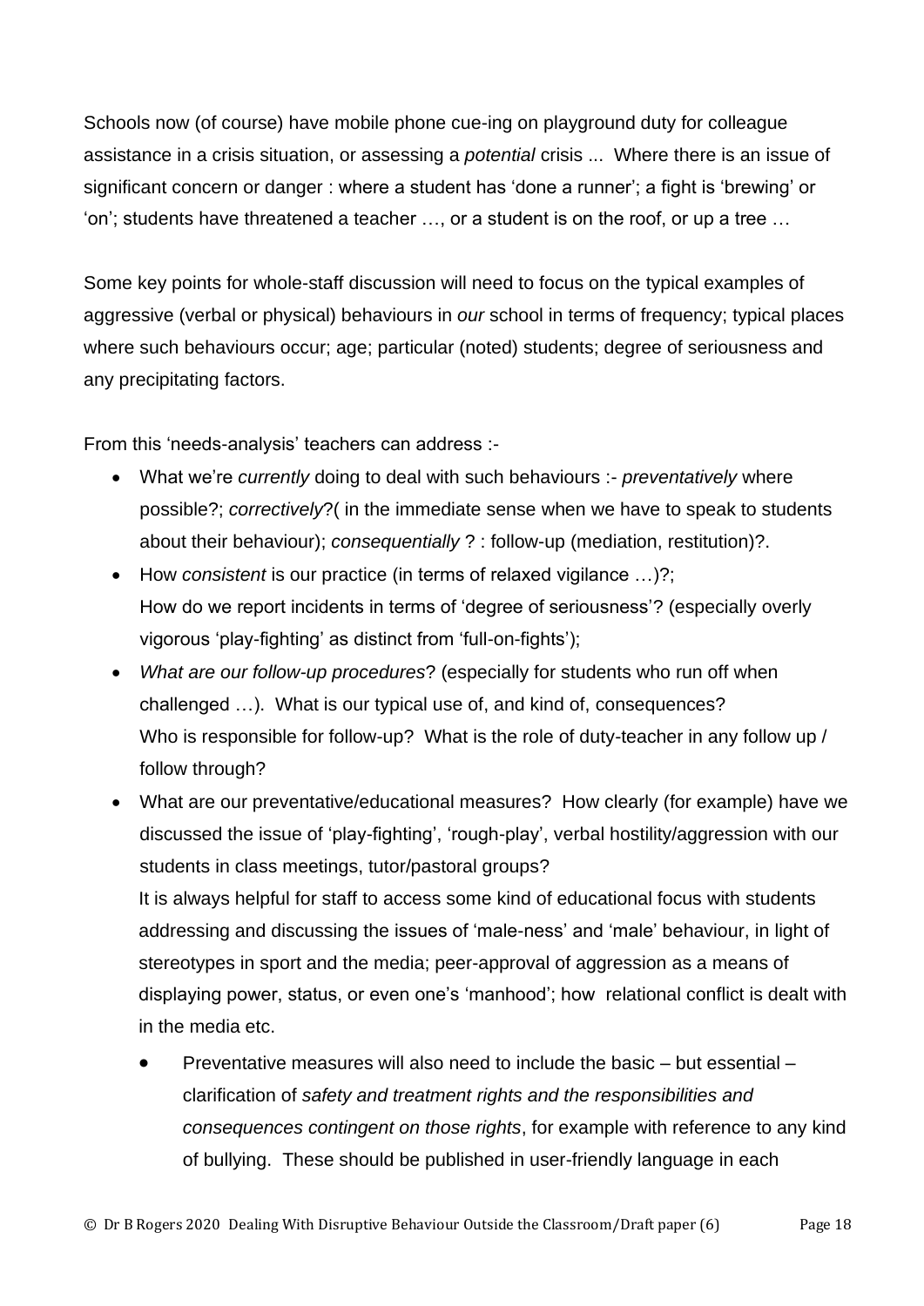Schools now (of course) have mobile phone cue-ing on playground duty for colleague assistance in a crisis situation, or assessing a *potential* crisis ... Where there is an issue of significant concern or danger : where a student has 'done a runner'; a fight is 'brewing' or 'on'; students have threatened a teacher …, or a student is on the roof, or up a tree …

Some key points for whole-staff discussion will need to focus on the typical examples of aggressive (verbal or physical) behaviours in *our* school in terms of frequency; typical places where such behaviours occur; age; particular (noted) students; degree of seriousness and any precipitating factors.

From this 'needs-analysis' teachers can address :-

- What we're *currently* doing to deal with such behaviours :- *preventatively* where possible?; *correctively*?( in the immediate sense when we have to speak to students about their behaviour); *consequentially* ? : follow-up (mediation, restitution)?.
- How *consistent* is our practice (in terms of relaxed vigilance …)?; How do we report incidents in terms of 'degree of seriousness'? (especially overly vigorous 'play-fighting' as distinct from 'full-on-fights');
- *What are our follow-up procedures*? (especially for students who run off when challenged …). What is our typical use of, and kind of, consequences? Who is responsible for follow-up? What is the role of duty-teacher in any follow up / follow through?
- What are our preventative/educational measures? How clearly (for example) have we discussed the issue of 'play-fighting', 'rough-play', verbal hostility/aggression with our students in class meetings, tutor/pastoral groups?
  It is always helpful for staff to access some kind of educational focus with students addressing and discussing the issues of 'male-ness' and 'male' behaviour, in light of stereotypes in sport and the media; peer-approval of aggression as a means of displaying power, status, or even one's 'manhood'; how relational conflict is dealt with in the media etc.
  - Preventative measures will also need to include the basic – but essential – clarification of *safety and treatment rights and the responsibilities and consequences contingent on those rights*, for example with reference to any kind of bullying. These should be published in user-friendly language in each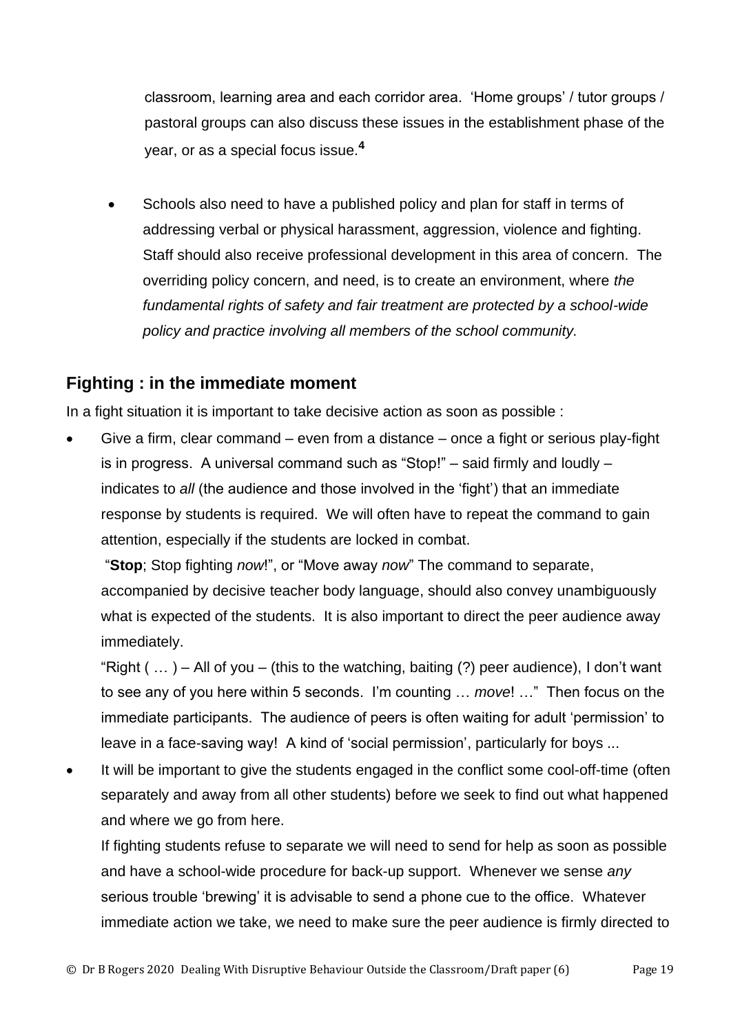classroom, learning area and each corridor area. 'Home groups' / tutor groups / pastoral groups can also discuss these issues in the establishment phase of the year, or as a special focus issue.[4]

- Schools also need to have a published policy and plan for staff in terms of addressing verbal or physical harassment, aggression, violence and fighting. Staff should also receive professional development in this area of concern. The overriding policy concern, and need, is to create an environment, where *the fundamental rights of safety and fair treatment are protected by a school-wide policy and practice involving all members of the school community.*

## Fighting : in the immediate moment

In a fight situation it is important to take decisive action as soon as possible :

- Give a firm, clear command – even from a distance – once a fight or serious play-fight is in progress. A universal command such as "Stop!" – said firmly and loudly – indicates to *all* (the audience and those involved in the 'fight') that an immediate response by students is required. We will often have to repeat the command to gain attention, especially if the students are locked in combat.

  "**Stop**; Stop fighting *now*!", or "Move away *now*" The command to separate, accompanied by decisive teacher body language, should also convey unambiguously what is expected of the students. It is also important to direct the peer audience away immediately.

  "Right ( … ) – All of you – (this to the watching, baiting (?) peer audience), I don't want to see any of you here within 5 seconds. I'm counting … *move*! …" Then focus on the immediate participants. The audience of peers is often waiting for adult 'permission' to leave in a face-saving way! A kind of 'social permission', particularly for boys ...

- It will be important to give the students engaged in the conflict some cool-off-time (often separately and away from all other students) before we seek to find out what happened and where we go from here.

  If fighting students refuse to separate we will need to send for help as soon as possible and have a school-wide procedure for back-up support. Whenever we sense *any* serious trouble 'brewing' it is advisable to send a phone cue to the office. Whatever immediate action we take, we need to make sure the peer audience is firmly directed to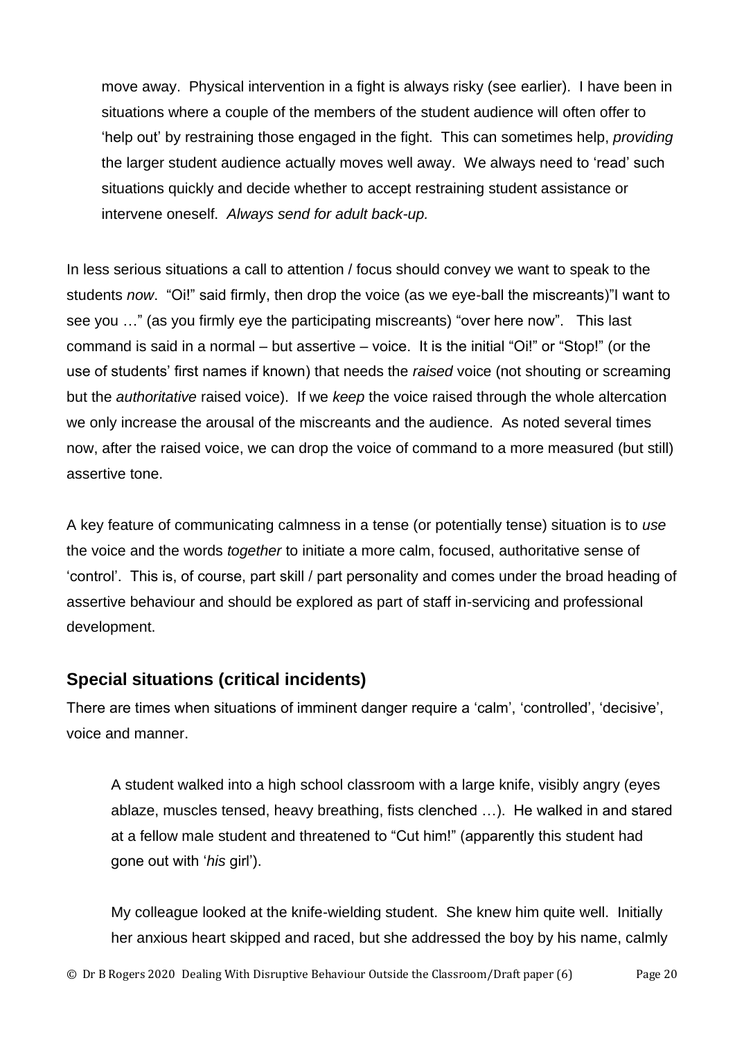move away. Physical intervention in a fight is always risky (see earlier). I have been in situations where a couple of the members of the student audience will often offer to 'help out' by restraining those engaged in the fight. This can sometimes help, *providing* the larger student audience actually moves well away. We always need to 'read' such situations quickly and decide whether to accept restraining student assistance or intervene oneself. *Always send for adult back-up.*

In less serious situations a call to attention / focus should convey we want to speak to the students *now*. "Oi!" said firmly, then drop the voice (as we eye-ball the miscreants)"I want to see you …" (as you firmly eye the participating miscreants) "over here now". This last command is said in a normal – but assertive – voice. It is the initial "Oi!" or "Stop!" (or the use of students' first names if known) that needs the *raised* voice (not shouting or screaming but the *authoritative* raised voice). If we *keep* the voice raised through the whole altercation we only increase the arousal of the miscreants and the audience. As noted several times now, after the raised voice, we can drop the voice of command to a more measured (but still) assertive tone.

A key feature of communicating calmness in a tense (or potentially tense) situation is to *use* the voice and the words *together* to initiate a more calm, focused, authoritative sense of 'control'. This is, of course, part skill / part personality and comes under the broad heading of assertive behaviour and should be explored as part of staff in-servicing and professional development.

## Special situations (critical incidents)

There are times when situations of imminent danger require a 'calm', 'controlled', 'decisive', voice and manner.

> A student walked into a high school classroom with a large knife, visibly angry (eyes ablaze, muscles tensed, heavy breathing, fists clenched …). He walked in and stared at a fellow male student and threatened to "Cut him!" (apparently this student had gone out with '*his* girl').
>
> My colleague looked at the knife-wielding student. She knew him quite well. Initially her anxious heart skipped and raced, but she addressed the boy by his name, calmly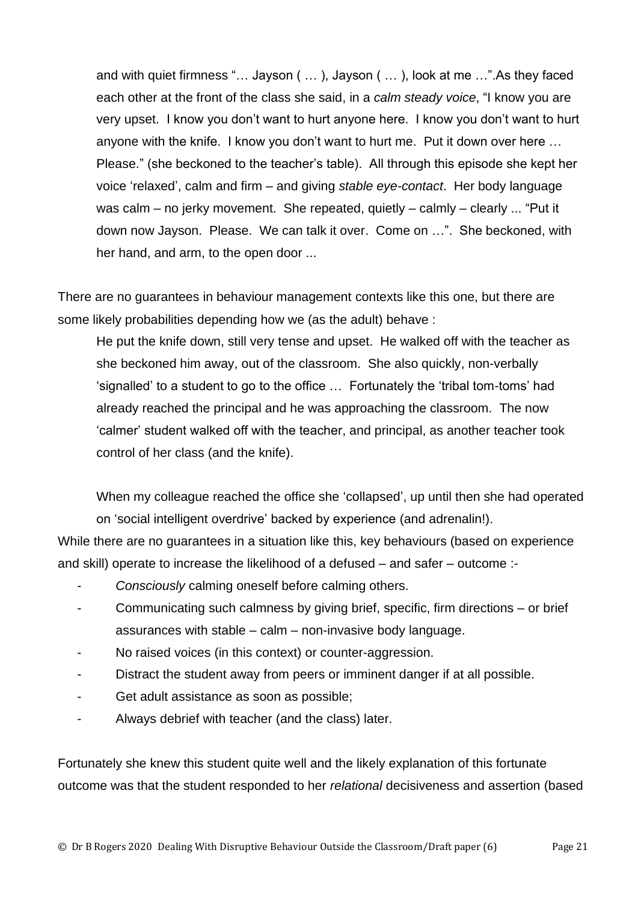and with quiet firmness "… Jayson ( … ), Jayson ( … ), look at me …".As they faced each other at the front of the class she said, in a *calm steady voice*, "I know you are very upset. I know you don't want to hurt anyone here. I know you don't want to hurt anyone with the knife. I know you don't want to hurt me. Put it down over here … Please." (she beckoned to the teacher's table). All through this episode she kept her voice 'relaxed', calm and firm – and giving *stable eye-contact*. Her body language was calm – no jerky movement. She repeated, quietly – calmly – clearly ... "Put it down now Jayson. Please. We can talk it over. Come on …". She beckoned, with her hand, and arm, to the open door ...

There are no guarantees in behaviour management contexts like this one, but there are some likely probabilities depending how we (as the adult) behave :

> He put the knife down, still very tense and upset. He walked off with the teacher as she beckoned him away, out of the classroom. She also quickly, non-verbally 'signalled' to a student to go to the office … Fortunately the 'tribal tom-toms' had already reached the principal and he was approaching the classroom. The now 'calmer' student walked off with the teacher, and principal, as another teacher took control of her class (and the knife).
>
> When my colleague reached the office she 'collapsed', up until then she had operated on 'social intelligent overdrive' backed by experience (and adrenalin!).

While there are no guarantees in a situation like this, key behaviours (based on experience and skill) operate to increase the likelihood of a defused – and safer – outcome :-

- *Consciously* calming oneself before calming others.
- Communicating such calmness by giving brief, specific, firm directions – or brief assurances with stable – calm – non-invasive body language.
- No raised voices (in this context) or counter-aggression.
- Distract the student away from peers or imminent danger if at all possible.
- Get adult assistance as soon as possible;
- Always debrief with teacher (and the class) later.

Fortunately she knew this student quite well and the likely explanation of this fortunate outcome was that the student responded to her *relational* decisiveness and assertion (based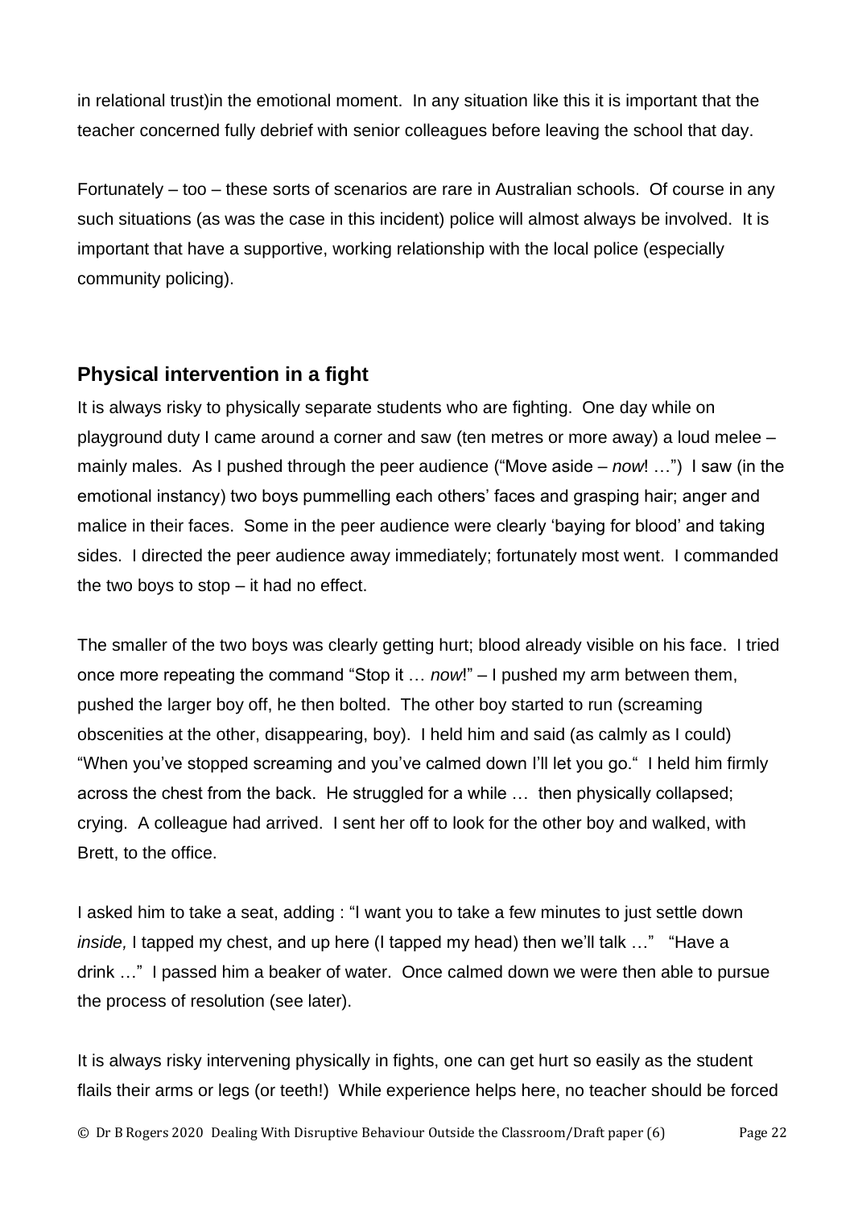in relational trust)in the emotional moment. In any situation like this it is important that the teacher concerned fully debrief with senior colleagues before leaving the school that day.

Fortunately – too – these sorts of scenarios are rare in Australian schools. Of course in any such situations (as was the case in this incident) police will almost always be involved. It is important that have a supportive, working relationship with the local police (especially community policing).

## Physical intervention in a fight

It is always risky to physically separate students who are fighting. One day while on playground duty I came around a corner and saw (ten metres or more away) a loud melee – mainly males. As I pushed through the peer audience ("Move aside – *now*! …") I saw (in the emotional instancy) two boys pummelling each others' faces and grasping hair; anger and malice in their faces. Some in the peer audience were clearly 'baying for blood' and taking sides. I directed the peer audience away immediately; fortunately most went. I commanded the two boys to stop – it had no effect.

The smaller of the two boys was clearly getting hurt; blood already visible on his face. I tried once more repeating the command "Stop it … *now*!" – I pushed my arm between them, pushed the larger boy off, he then bolted. The other boy started to run (screaming obscenities at the other, disappearing, boy). I held him and said (as calmly as I could) "When you've stopped screaming and you've calmed down I'll let you go." I held him firmly across the chest from the back. He struggled for a while … then physically collapsed; crying. A colleague had arrived. I sent her off to look for the other boy and walked, with Brett, to the office.

I asked him to take a seat, adding : "I want you to take a few minutes to just settle down *inside,* I tapped my chest, and up here (I tapped my head) then we'll talk …" "Have a drink …" I passed him a beaker of water. Once calmed down we were then able to pursue the process of resolution (see later).

It is always risky intervening physically in fights, one can get hurt so easily as the student flails their arms or legs (or teeth!) While experience helps here, no teacher should be forced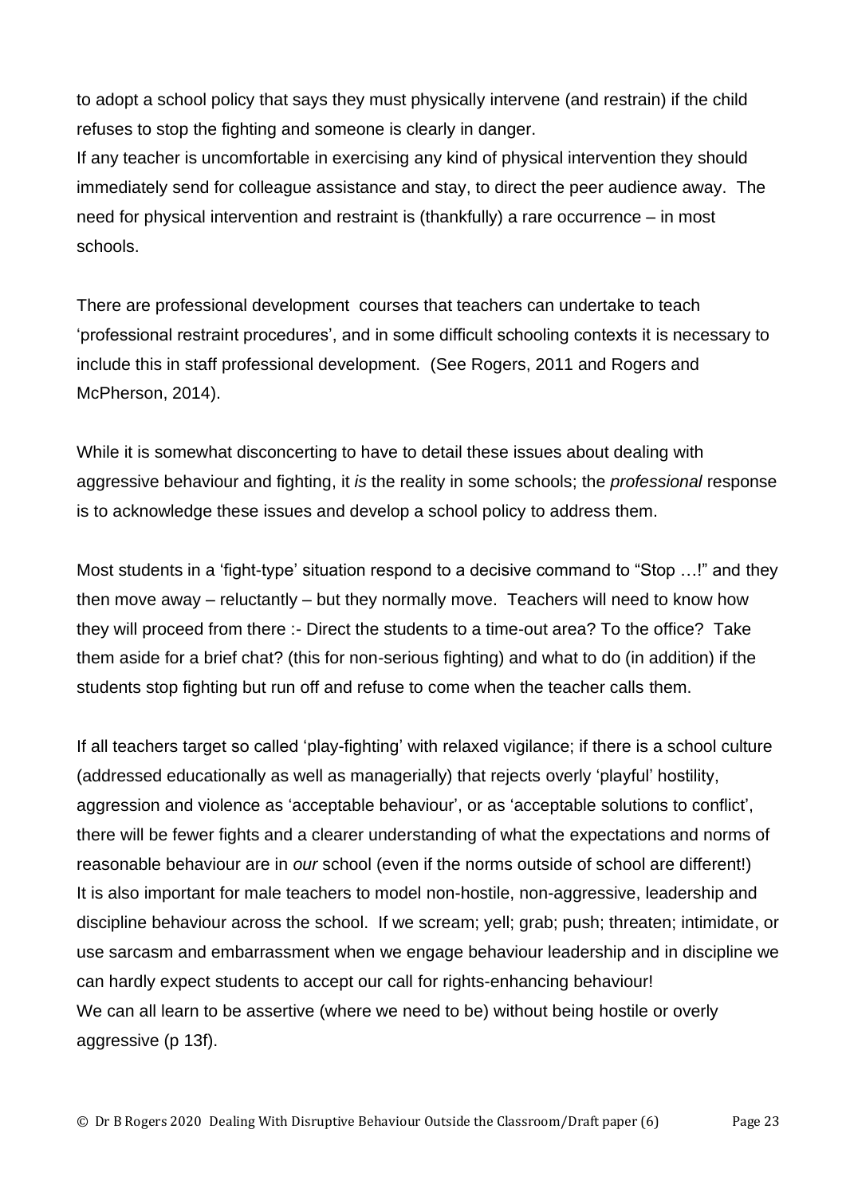to adopt a school policy that says they must physically intervene (and restrain) if the child refuses to stop the fighting and someone is clearly in danger.
If any teacher is uncomfortable in exercising any kind of physical intervention they should immediately send for colleague assistance and stay, to direct the peer audience away. The need for physical intervention and restraint is (thankfully) a rare occurrence – in most schools.

There are professional development courses that teachers can undertake to teach 'professional restraint procedures', and in some difficult schooling contexts it is necessary to include this in staff professional development. (See Rogers, 2011 and Rogers and McPherson, 2014).

While it is somewhat disconcerting to have to detail these issues about dealing with aggressive behaviour and fighting, it *is* the reality in some schools; the *professional* response is to acknowledge these issues and develop a school policy to address them.

Most students in a 'fight-type' situation respond to a decisive command to "Stop …!" and they then move away – reluctantly – but they normally move. Teachers will need to know how they will proceed from there :- Direct the students to a time-out area? To the office? Take them aside for a brief chat? (this for non-serious fighting) and what to do (in addition) if the students stop fighting but run off and refuse to come when the teacher calls them.

If all teachers target so called 'play-fighting' with relaxed vigilance; if there is a school culture (addressed educationally as well as managerially) that rejects overly 'playful' hostility, aggression and violence as 'acceptable behaviour', or as 'acceptable solutions to conflict', there will be fewer fights and a clearer understanding of what the expectations and norms of reasonable behaviour are in *our* school (even if the norms outside of school are different!)
It is also important for male teachers to model non-hostile, non-aggressive, leadership and discipline behaviour across the school. If we scream; yell; grab; push; threaten; intimidate, or use sarcasm and embarrassment when we engage behaviour leadership and in discipline we can hardly expect students to accept our call for rights-enhancing behaviour!
We can all learn to be assertive (where we need to be) without being hostile or overly aggressive (p 13f).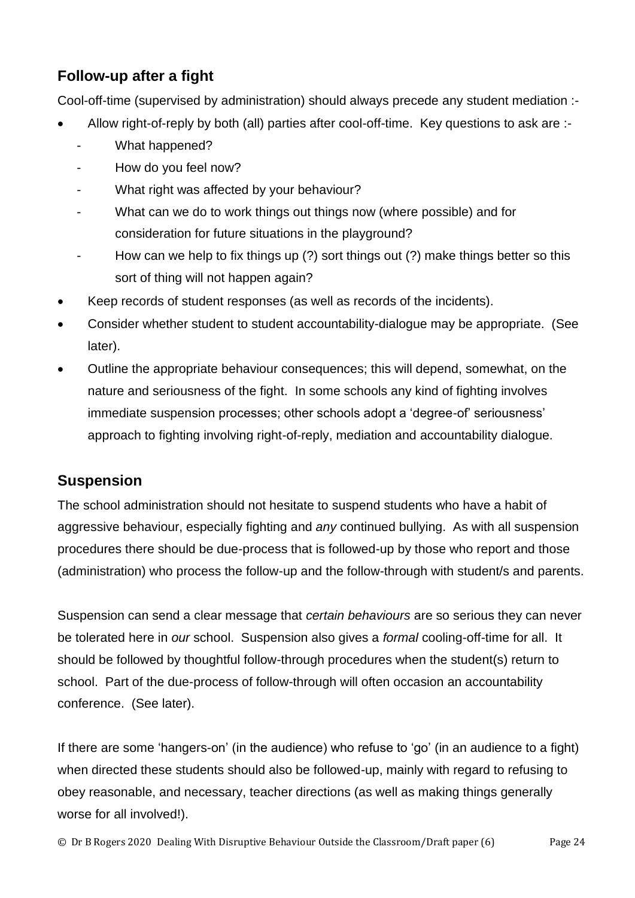## Follow-up after a fight

Cool-off-time (supervised by administration) should always precede any student mediation :-

- Allow right-of-reply by both (all) parties after cool-off-time. Key questions to ask are :-
  - What happened?
  - How do you feel now?
  - What right was affected by your behaviour?
  - What can we do to work things out things now (where possible) and for consideration for future situations in the playground?
  - How can we help to fix things up (?) sort things out (?) make things better so this sort of thing will not happen again?
- Keep records of student responses (as well as records of the incidents).
- Consider whether student to student accountability-dialogue may be appropriate. (See later).
- Outline the appropriate behaviour consequences; this will depend, somewhat, on the nature and seriousness of the fight. In some schools any kind of fighting involves immediate suspension processes; other schools adopt a 'degree-of' seriousness' approach to fighting involving right-of-reply, mediation and accountability dialogue.

## Suspension

The school administration should not hesitate to suspend students who have a habit of aggressive behaviour, especially fighting and *any* continued bullying. As with all suspension procedures there should be due-process that is followed-up by those who report and those (administration) who process the follow-up and the follow-through with student/s and parents.

Suspension can send a clear message that *certain behaviours* are so serious they can never be tolerated here in *our* school. Suspension also gives a *formal* cooling-off-time for all. It should be followed by thoughtful follow-through procedures when the student(s) return to school. Part of the due-process of follow-through will often occasion an accountability conference. (See later).

If there are some 'hangers-on' (in the audience) who refuse to 'go' (in an audience to a fight) when directed these students should also be followed-up, mainly with regard to refusing to obey reasonable, and necessary, teacher directions (as well as making things generally worse for all involved!).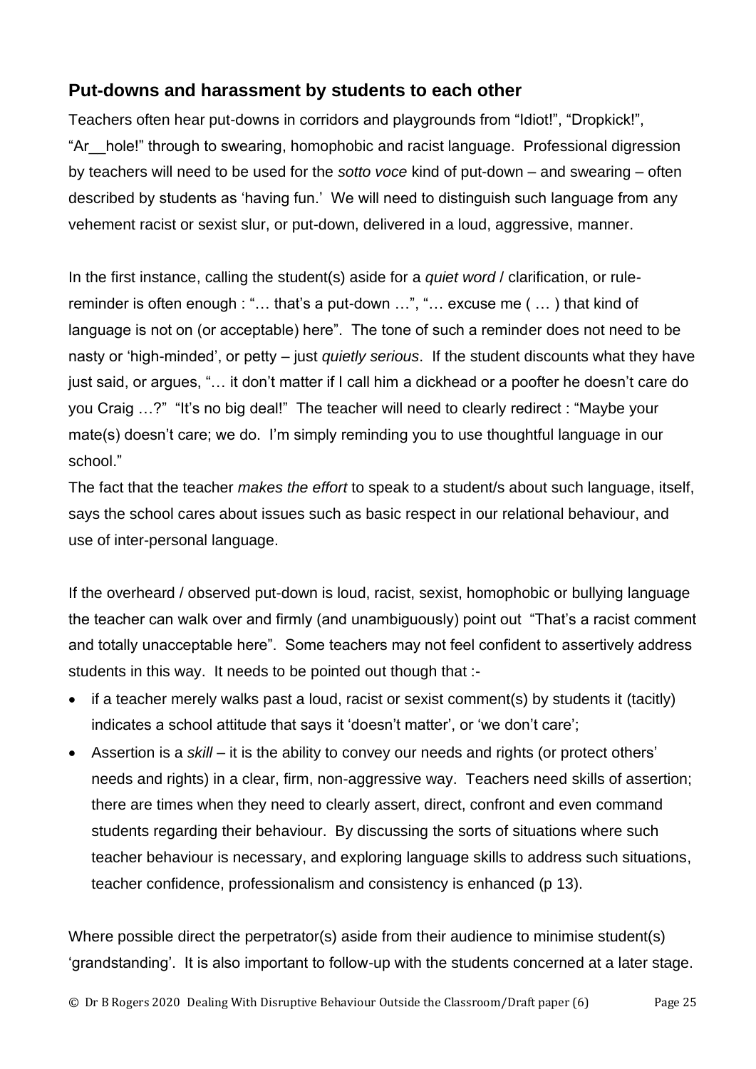## Put-downs and harassment by students to each other

Teachers often hear put-downs in corridors and playgrounds from "Idiot!", "Dropkick!", "Ar__hole!" through to swearing, homophobic and racist language. Professional digression by teachers will need to be used for the *sotto voce* kind of put-down – and swearing – often described by students as 'having fun.' We will need to distinguish such language from any vehement racist or sexist slur, or put-down, delivered in a loud, aggressive, manner.

In the first instance, calling the student(s) aside for a *quiet word* / clarification, or rule-reminder is often enough : "… that's a put-down …", "… excuse me ( … ) that kind of language is not on (or acceptable) here". The tone of such a reminder does not need to be nasty or 'high-minded', or petty – just *quietly serious*. If the student discounts what they have just said, or argues, "… it don't matter if I call him a dickhead or a poofter he doesn't care do you Craig …?" "It's no big deal!" The teacher will need to clearly redirect : "Maybe your mate(s) doesn't care; we do. I'm simply reminding you to use thoughtful language in our school."
The fact that the teacher *makes the effort* to speak to a student/s about such language, itself, says the school cares about issues such as basic respect in our relational behaviour, and use of inter-personal language.

If the overheard / observed put-down is loud, racist, sexist, homophobic or bullying language the teacher can walk over and firmly (and unambiguously) point out "That's a racist comment and totally unacceptable here". Some teachers may not feel confident to assertively address students in this way. It needs to be pointed out though that :-

- if a teacher merely walks past a loud, racist or sexist comment(s) by students it (tacitly) indicates a school attitude that says it 'doesn't matter', or 'we don't care';
- Assertion is a *skill* – it is the ability to convey our needs and rights (or protect others' needs and rights) in a clear, firm, non-aggressive way. Teachers need skills of assertion; there are times when they need to clearly assert, direct, confront and even command students regarding their behaviour. By discussing the sorts of situations where such teacher behaviour is necessary, and exploring language skills to address such situations, teacher confidence, professionalism and consistency is enhanced (p 13).

Where possible direct the perpetrator(s) aside from their audience to minimise student(s) 'grandstanding'. It is also important to follow-up with the students concerned at a later stage.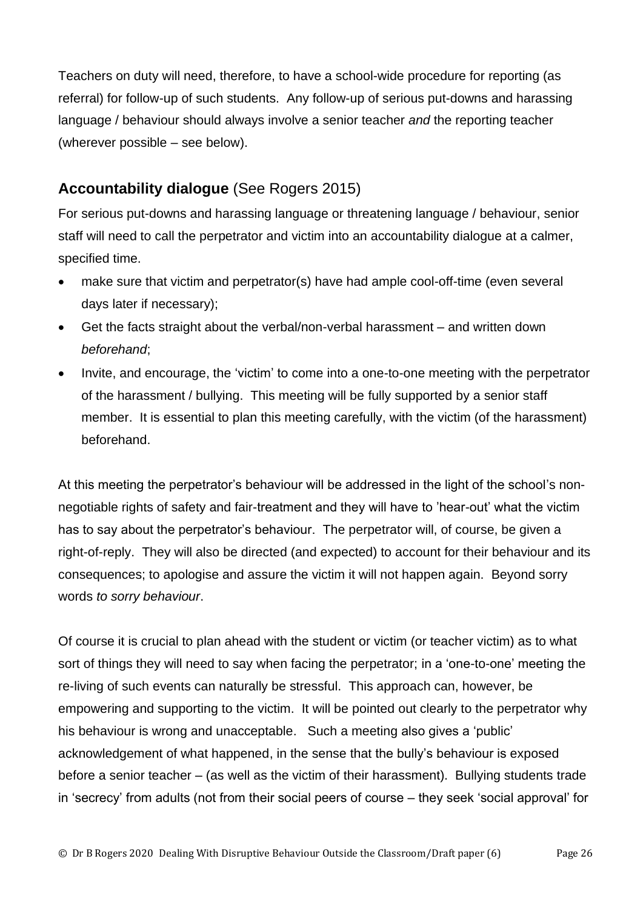Teachers on duty will need, therefore, to have a school-wide procedure for reporting (as referral) for follow-up of such students. Any follow-up of serious put-downs and harassing language / behaviour should always involve a senior teacher *and* the reporting teacher (wherever possible – see below).

## **Accountability dialogue** (See Rogers 2015)

For serious put-downs and harassing language or threatening language / behaviour, senior staff will need to call the perpetrator and victim into an accountability dialogue at a calmer, specified time.

- make sure that victim and perpetrator(s) have had ample cool-off-time (even several days later if necessary);
- Get the facts straight about the verbal/non-verbal harassment – and written down *beforehand*;
- Invite, and encourage, the 'victim' to come into a one-to-one meeting with the perpetrator of the harassment / bullying. This meeting will be fully supported by a senior staff member. It is essential to plan this meeting carefully, with the victim (of the harassment) beforehand.

At this meeting the perpetrator's behaviour will be addressed in the light of the school's non-negotiable rights of safety and fair-treatment and they will have to 'hear-out' what the victim has to say about the perpetrator's behaviour. The perpetrator will, of course, be given a right-of-reply. They will also be directed (and expected) to account for their behaviour and its consequences; to apologise and assure the victim it will not happen again. Beyond sorry words *to sorry behaviour*.

Of course it is crucial to plan ahead with the student or victim (or teacher victim) as to what sort of things they will need to say when facing the perpetrator; in a 'one-to-one' meeting the re-living of such events can naturally be stressful. This approach can, however, be empowering and supporting to the victim. It will be pointed out clearly to the perpetrator why his behaviour is wrong and unacceptable. Such a meeting also gives a 'public' acknowledgement of what happened, in the sense that the bully's behaviour is exposed before a senior teacher – (as well as the victim of their harassment). Bullying students trade in 'secrecy' from adults (not from their social peers of course – they seek 'social approval' for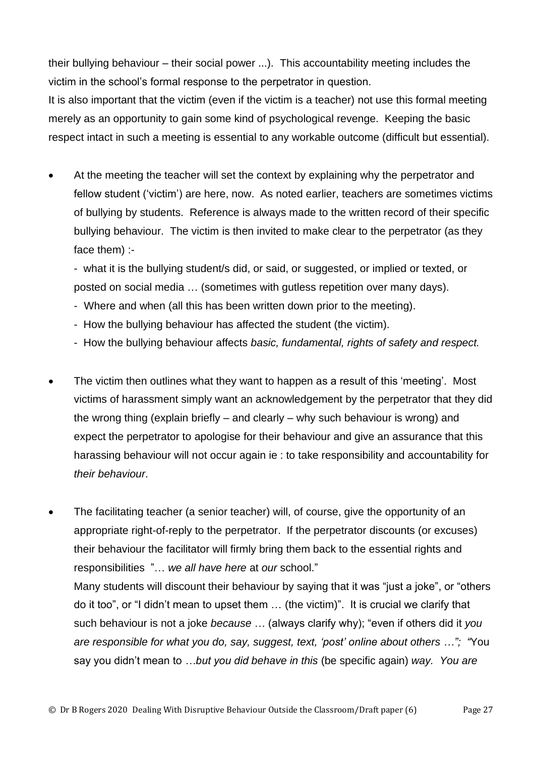their bullying behaviour – their social power ...). This accountability meeting includes the victim in the school's formal response to the perpetrator in question.
It is also important that the victim (even if the victim is a teacher) not use this formal meeting merely as an opportunity to gain some kind of psychological revenge. Keeping the basic respect intact in such a meeting is essential to any workable outcome (difficult but essential).

- At the meeting the teacher will set the context by explaining why the perpetrator and fellow student ('victim') are here, now. As noted earlier, teachers are sometimes victims of bullying by students. Reference is always made to the written record of their specific bullying behaviour. The victim is then invited to make clear to the perpetrator (as they face them) :-

  - what it is the bullying student/s did, or said, or suggested, or implied or texted, or posted on social media … (sometimes with gutless repetition over many days).
  - Where and when (all this has been written down prior to the meeting).
  - How the bullying behaviour has affected the student (the victim).
  - How the bullying behaviour affects *basic, fundamental, rights of safety and respect.*

- The victim then outlines what they want to happen as a result of this 'meeting'. Most victims of harassment simply want an acknowledgement by the perpetrator that they did the wrong thing (explain briefly – and clearly – why such behaviour is wrong) and expect the perpetrator to apologise for their behaviour and give an assurance that this harassing behaviour will not occur again ie : to take responsibility and accountability for *their behaviour*.

- The facilitating teacher (a senior teacher) will, of course, give the opportunity of an appropriate right-of-reply to the perpetrator. If the perpetrator discounts (or excuses) their behaviour the facilitator will firmly bring them back to the essential rights and responsibilities "… *we all have here* at *our* school."
  Many students will discount their behaviour by saying that it was "just a joke", or "others do it too", or "I didn't mean to upset them … (the victim)". It is crucial we clarify that such behaviour is not a joke *because* … (always clarify why); "even if others did it *you are responsible for what you do, say, suggest, text, 'post' online about others …"; "*You say you didn't mean to *…but you did behave in this* (be specific again) *way. You are*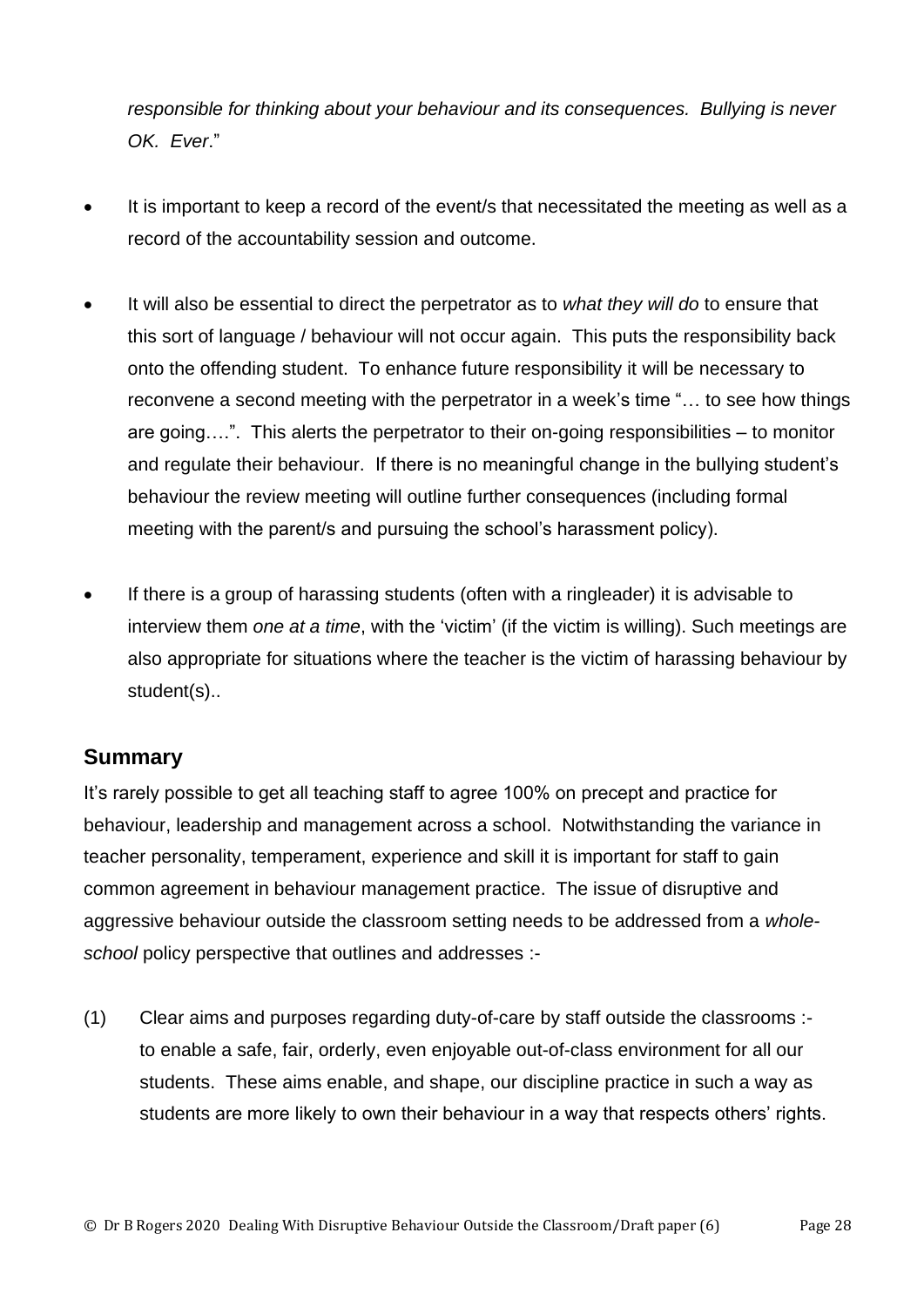*responsible for thinking about your behaviour and its consequences. Bullying is never OK. Ever*."

- It is important to keep a record of the event/s that necessitated the meeting as well as a record of the accountability session and outcome.

- It will also be essential to direct the perpetrator as to *what they will do* to ensure that this sort of language / behaviour will not occur again. This puts the responsibility back onto the offending student. To enhance future responsibility it will be necessary to reconvene a second meeting with the perpetrator in a week's time "… to see how things are going….". This alerts the perpetrator to their on-going responsibilities – to monitor and regulate their behaviour. If there is no meaningful change in the bullying student's behaviour the review meeting will outline further consequences (including formal meeting with the parent/s and pursuing the school's harassment policy).

- If there is a group of harassing students (often with a ringleader) it is advisable to interview them *one at a time*, with the 'victim' (if the victim is willing). Such meetings are also appropriate for situations where the teacher is the victim of harassing behaviour by student(s)..

## Summary

It's rarely possible to get all teaching staff to agree 100% on precept and practice for behaviour, leadership and management across a school. Notwithstanding the variance in teacher personality, temperament, experience and skill it is important for staff to gain common agreement in behaviour management practice. The issue of disruptive and aggressive behaviour outside the classroom setting needs to be addressed from a *whole-school* policy perspective that outlines and addresses :-

(1) Clear aims and purposes regarding duty-of-care by staff outside the classrooms :- to enable a safe, fair, orderly, even enjoyable out-of-class environment for all our students. These aims enable, and shape, our discipline practice in such a way as students are more likely to own their behaviour in a way that respects others' rights.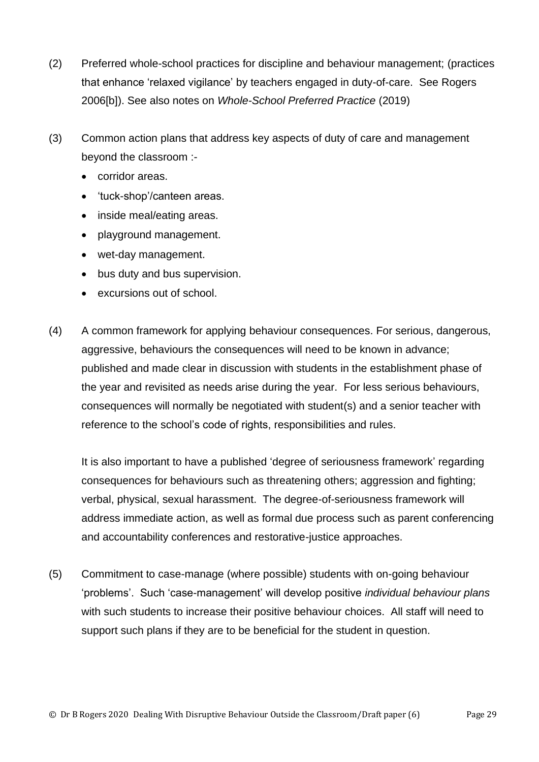(2) Preferred whole-school practices for discipline and behaviour management; (practices that enhance 'relaxed vigilance' by teachers engaged in duty-of-care. See Rogers 2006[b]). See also notes on *Whole-School Preferred Practice* (2019)

(3) Common action plans that address key aspects of duty of care and management beyond the classroom :-

- corridor areas.
- 'tuck-shop'/canteen areas.
- inside meal/eating areas.
- playground management.
- wet-day management.
- bus duty and bus supervision.
- excursions out of school.

(4) A common framework for applying behaviour consequences. For serious, dangerous, aggressive, behaviours the consequences will need to be known in advance; published and made clear in discussion with students in the establishment phase of the year and revisited as needs arise during the year. For less serious behaviours, consequences will normally be negotiated with student(s) and a senior teacher with reference to the school's code of rights, responsibilities and rules.

It is also important to have a published 'degree of seriousness framework' regarding consequences for behaviours such as threatening others; aggression and fighting; verbal, physical, sexual harassment. The degree-of-seriousness framework will address immediate action, as well as formal due process such as parent conferencing and accountability conferences and restorative-justice approaches.

(5) Commitment to case-manage (where possible) students with on-going behaviour 'problems'. Such 'case-management' will develop positive *individual behaviour plans* with such students to increase their positive behaviour choices. All staff will need to support such plans if they are to be beneficial for the student in question.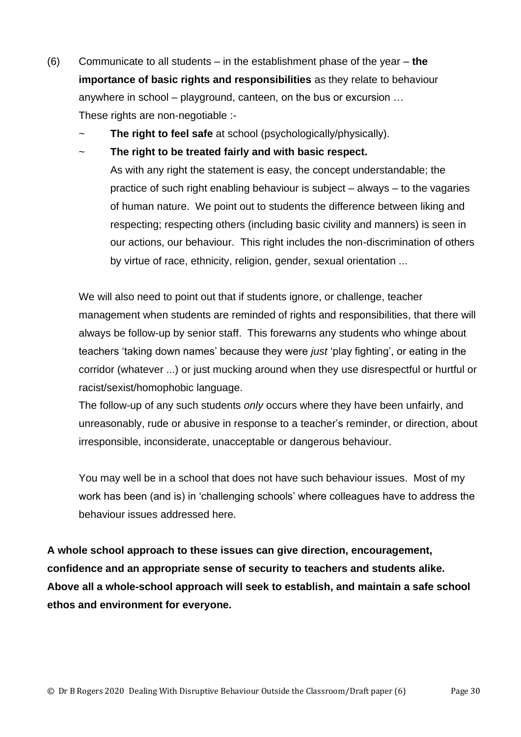(6) Communicate to all students – in the establishment phase of the year – **the importance of basic rights and responsibilities** as they relate to behaviour anywhere in school – playground, canteen, on the bus or excursion … These rights are non-negotiable :-

~ **The right to feel safe** at school (psychologically/physically).

~ **The right to be treated fairly and with basic respect.**

As with any right the statement is easy, the concept understandable; the practice of such right enabling behaviour is subject – always – to the vagaries of human nature. We point out to students the difference between liking and respecting; respecting others (including basic civility and manners) is seen in our actions, our behaviour. This right includes the non-discrimination of others by virtue of race, ethnicity, religion, gender, sexual orientation ...

We will also need to point out that if students ignore, or challenge, teacher management when students are reminded of rights and responsibilities, that there will always be follow-up by senior staff. This forewarns any students who whinge about teachers 'taking down names' because they were *just* 'play fighting', or eating in the corridor (whatever ...) or just mucking around when they use disrespectful or hurtful or racist/sexist/homophobic language.

The follow-up of any such students *only* occurs where they have been unfairly, and unreasonably, rude or abusive in response to a teacher's reminder, or direction, about irresponsible, inconsiderate, unacceptable or dangerous behaviour.

You may well be in a school that does not have such behaviour issues. Most of my work has been (and is) in 'challenging schools' where colleagues have to address the behaviour issues addressed here.

**A whole school approach to these issues can give direction, encouragement, confidence and an appropriate sense of security to teachers and students alike. Above all a whole-school approach will seek to establish, and maintain a safe school ethos and environment for everyone.**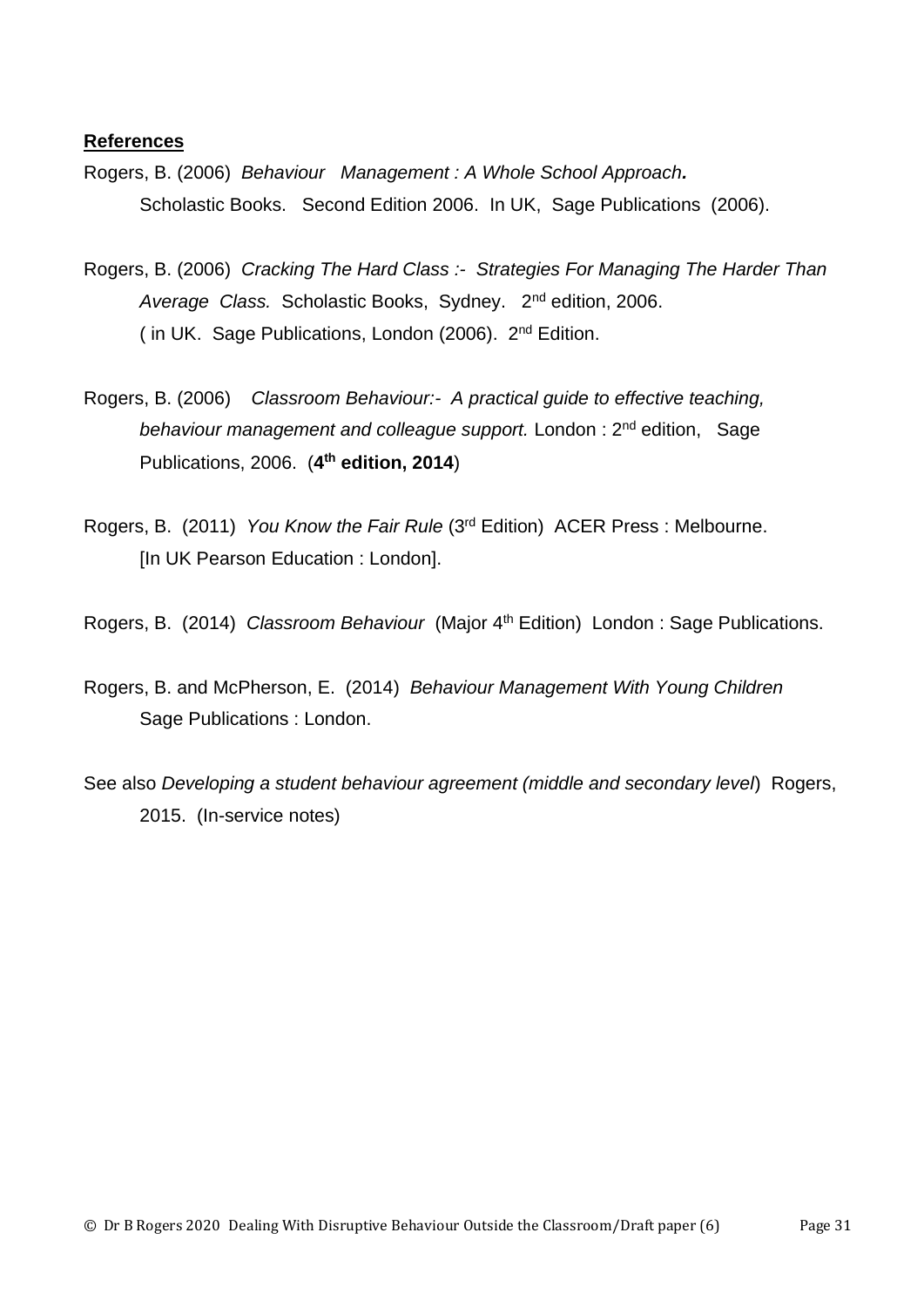**References**

Rogers, B. (2006) *Behaviour Management : A Whole School Approach.* Scholastic Books. Second Edition 2006. In UK, Sage Publications (2006).

Rogers, B. (2006) *Cracking The Hard Class :- Strategies For Managing The Harder Than Average Class.* Scholastic Books, Sydney. 2nd edition, 2006. ( in UK. Sage Publications, London (2006). 2nd Edition.

Rogers, B. (2006) *Classroom Behaviour:- A practical guide to effective teaching, behaviour management and colleague support.* London : 2nd edition, Sage Publications, 2006. (**4th edition, 2014**)

Rogers, B. (2011) *You Know the Fair Rule* (3rd Edition) ACER Press : Melbourne. [In UK Pearson Education : London].

Rogers, B. (2014) *Classroom Behaviour* (Major 4th Edition) London : Sage Publications.

Rogers, B. and McPherson, E. (2014) *Behaviour Management With Young Children* Sage Publications : London.

See also *Developing a student behaviour agreement (middle and secondary level*) Rogers, 2015. (In-service notes)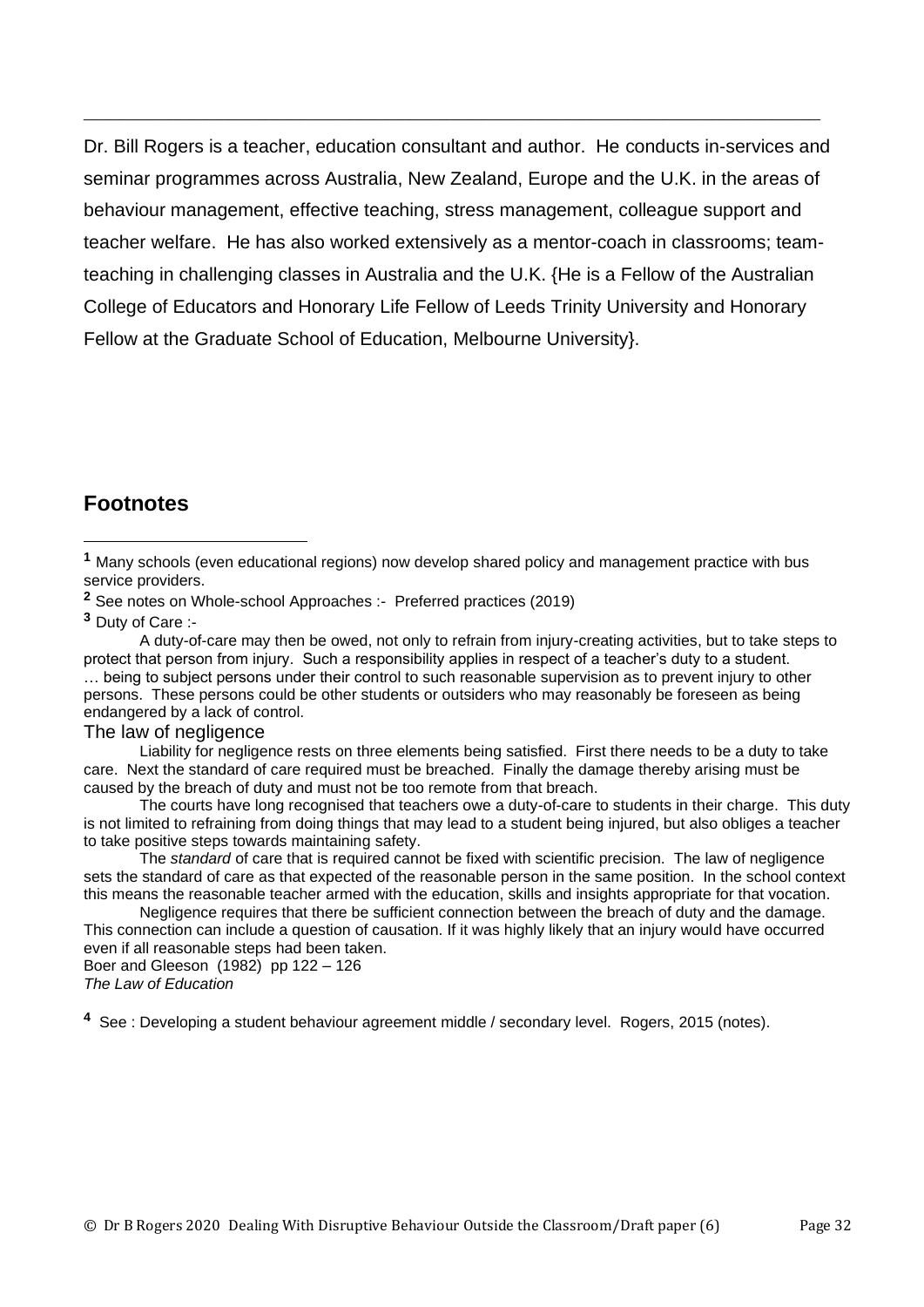Dr. Bill Rogers is a teacher, education consultant and author. He conducts in-services and seminar programmes across Australia, New Zealand, Europe and the U.K. in the areas of behaviour management, effective teaching, stress management, colleague support and teacher welfare. He has also worked extensively as a mentor-coach in classrooms; team-teaching in challenging classes in Australia and the U.K. {He is a Fellow of the Australian College of Educators and Honorary Life Fellow of Leeds Trinity University and Honorary Fellow at the Graduate School of Education, Melbourne University}.

## Footnotes

[1] Many schools (even educational regions) now develop shared policy and management practice with bus service providers.

[2] See notes on Whole-school Approaches :- Preferred practices (2019)

[3] Duty of Care :-

A duty-of-care may then be owed, not only to refrain from injury-creating activities, but to take steps to protect that person from injury. Such a responsibility applies in respect of a teacher's duty to a student. … being to subject persons under their control to such reasonable supervision as to prevent injury to other persons. These persons could be other students or outsiders who may reasonably be foreseen as being endangered by a lack of control.

The law of negligence

Liability for negligence rests on three elements being satisfied. First there needs to be a duty to take care. Next the standard of care required must be breached. Finally the damage thereby arising must be caused by the breach of duty and must not be too remote from that breach.

The courts have long recognised that teachers owe a duty-of-care to students in their charge. This duty is not limited to refraining from doing things that may lead to a student being injured, but also obliges a teacher to take positive steps towards maintaining safety.

The *standard* of care that is required cannot be fixed with scientific precision. The law of negligence sets the standard of care as that expected of the reasonable person in the same position. In the school context this means the reasonable teacher armed with the education, skills and insights appropriate for that vocation.

Negligence requires that there be sufficient connection between the breach of duty and the damage. This connection can include a question of causation. If it was highly likely that an injury would have occurred even if all reasonable steps had been taken.

Boer and Gleeson (1982) pp 122 – 126
*The Law of Education*

[4] See : Developing a student behaviour agreement middle / secondary level. Rogers, 2015 (notes).